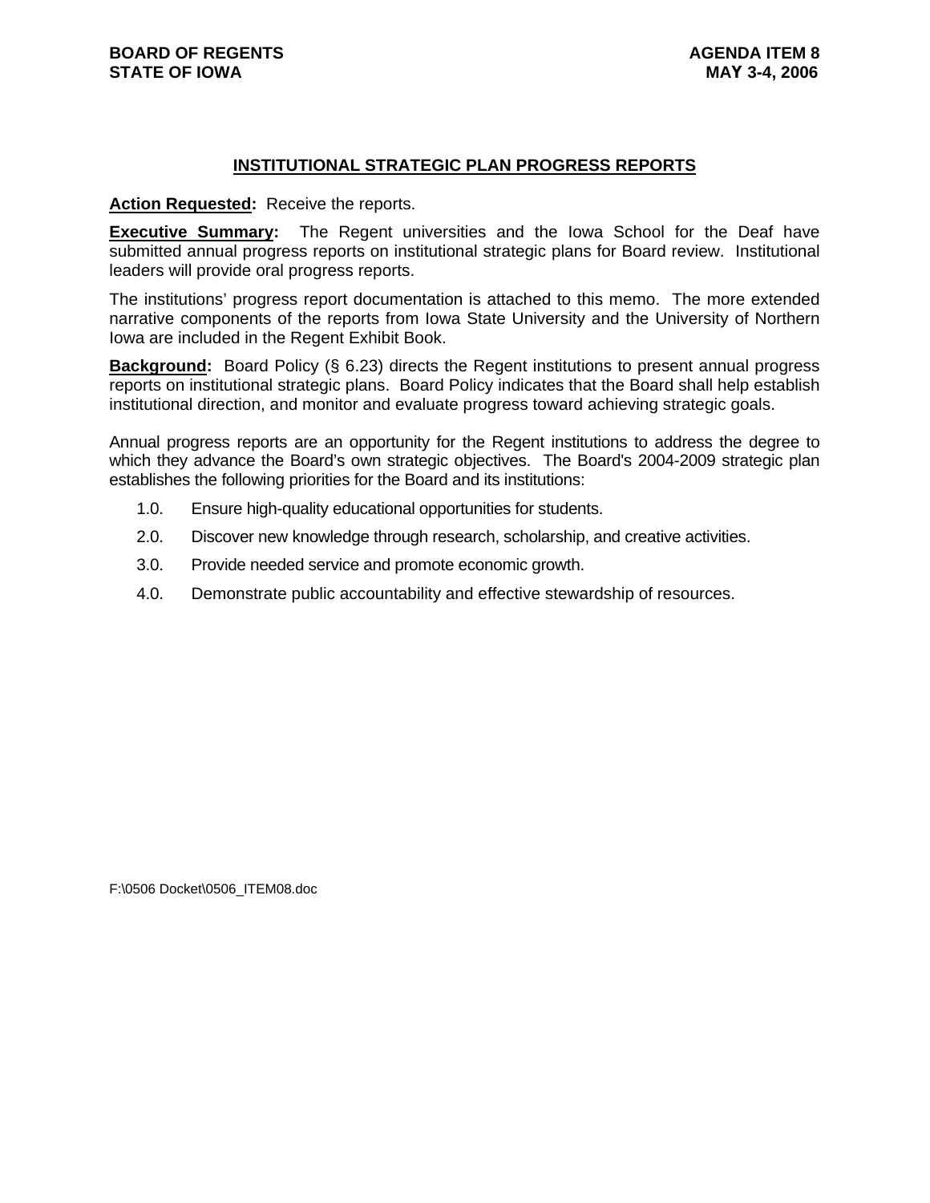**BOARD OF REGENTS**
**STATE OF IOWA**

**AGENDA ITEM 8**
**MAY 3-4, 2006**

## INSTITUTIONAL STRATEGIC PLAN PROGRESS REPORTS

**Action Requested:** Receive the reports.

**Executive Summary:** The Regent universities and the Iowa School for the Deaf have submitted annual progress reports on institutional strategic plans for Board review. Institutional leaders will provide oral progress reports.

The institutions' progress report documentation is attached to this memo. The more extended narrative components of the reports from Iowa State University and the University of Northern Iowa are included in the Regent Exhibit Book.

**Background:** Board Policy (§ 6.23) directs the Regent institutions to present annual progress reports on institutional strategic plans. Board Policy indicates that the Board shall help establish institutional direction, and monitor and evaluate progress toward achieving strategic goals.

Annual progress reports are an opportunity for the Regent institutions to address the degree to which they advance the Board's own strategic objectives. The Board's 2004-2009 strategic plan establishes the following priorities for the Board and its institutions:

1.0. Ensure high-quality educational opportunities for students.

2.0. Discover new knowledge through research, scholarship, and creative activities.

3.0. Provide needed service and promote economic growth.

4.0. Demonstrate public accountability and effective stewardship of resources.

F:\0506 Docket\0506_ITEM08.doc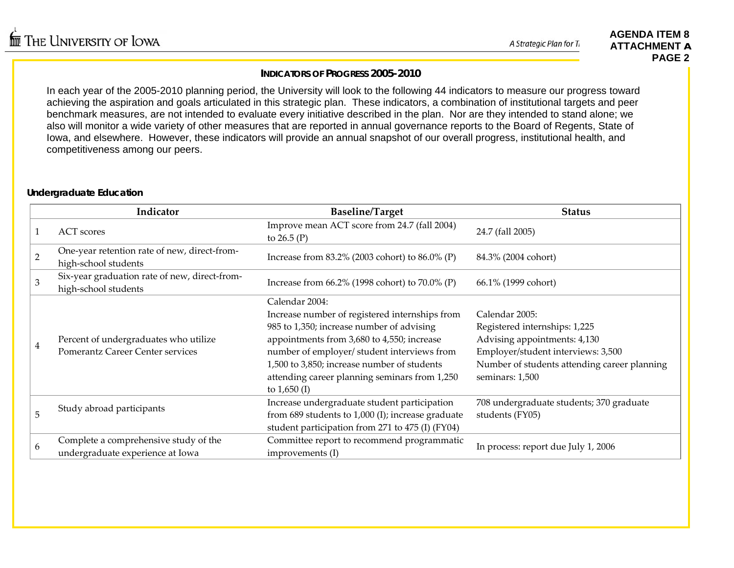## INDICATORS OF PROGRESS 2005-2010

In each year of the 2005-2010 planning period, the University will look to the following 44 indicators to measure our progress toward achieving the aspiration and goals articulated in this strategic plan. These indicators, a combination of institutional targets and peer benchmark measures, are not intended to evaluate every initiative described in the plan. Nor are they intended to stand alone; we also will monitor a wide variety of other measures that are reported in annual governance reports to the Board of Regents, State of Iowa, and elsewhere. However, these indicators will provide an annual snapshot of our overall progress, institutional health, and competitiveness among our peers.

### Undergraduate Education

| | Indicator | Baseline/Target | Status |
|---|---|---|---|
| 1 | ACT scores | Improve mean ACT score from 24.7 (fall 2004) to 26.5 (P) | 24.7 (fall 2005) |
| 2 | One-year retention rate of new, direct-from-high-school students | Increase from 83.2% (2003 cohort) to 86.0% (P) | 84.3% (2004 cohort) |
| 3 | Six-year graduation rate of new, direct-from-high-school students | Increase from 66.2% (1998 cohort) to 70.0% (P) | 66.1% (1999 cohort) |
| 4 | Percent of undergraduates who utilize Pomerantz Career Center services | Calendar 2004: Increase number of registered internships from 985 to 1,350; increase number of advising appointments from 3,680 to 4,550; increase number of employer/ student interviews from 1,500 to 3,850; increase number of students attending career planning seminars from 1,250 to 1,650 (I) | Calendar 2005: Registered internships: 1,225 Advising appointments: 4,130 Employer/student interviews: 3,500 Number of students attending career planning seminars: 1,500 |
| 5 | Study abroad participants | Increase undergraduate student participation from 689 students to 1,000 (I); increase graduate student participation from 271 to 475 (I) (FY04) | 708 undergraduate students; 370 graduate students (FY05) |
| 6 | Complete a comprehensive study of the undergraduate experience at Iowa | Committee report to recommend programmatic improvements (I) | In process: report due July 1, 2006 |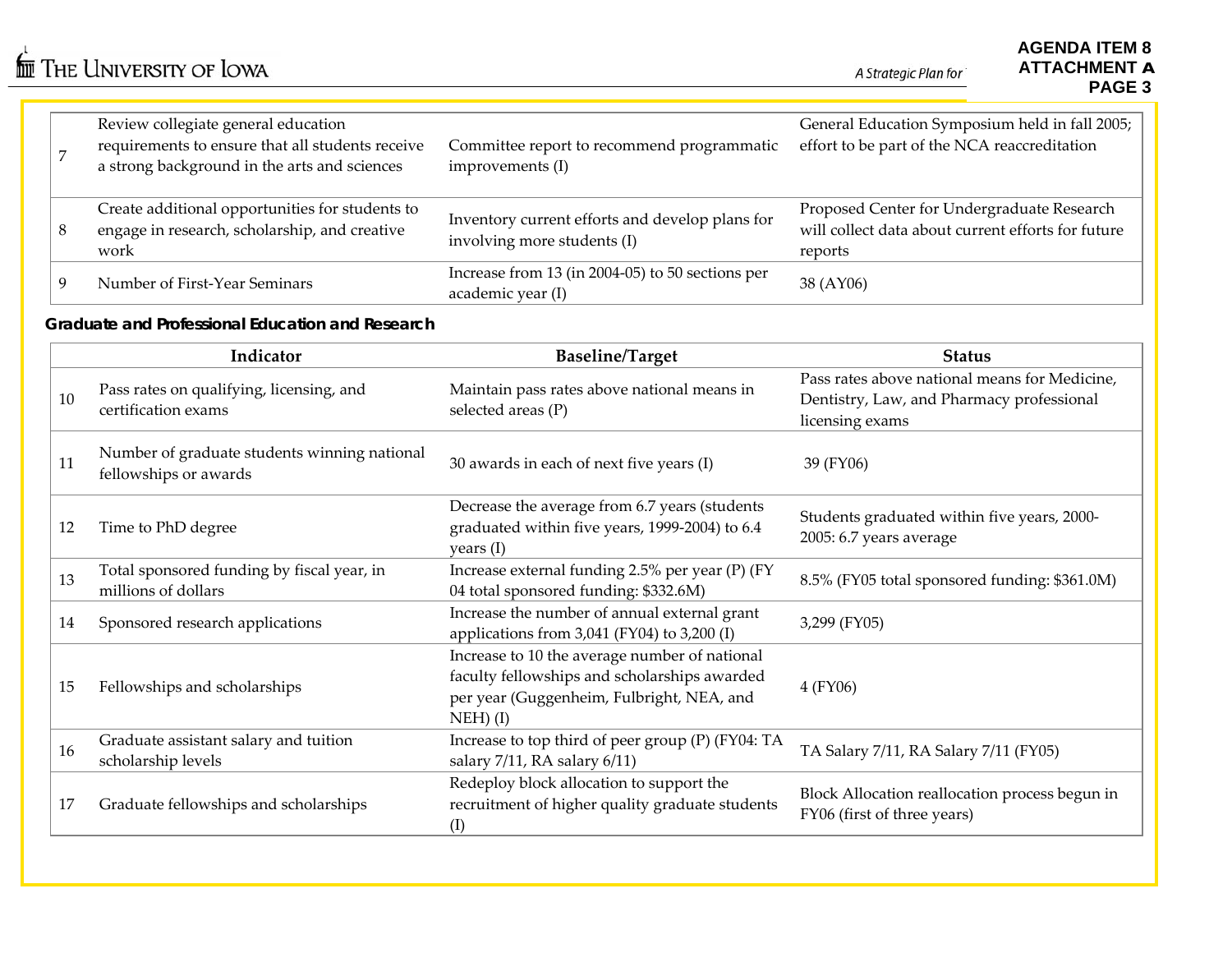| | | | |
|---|---|---|---|
| 7 | Review collegiate general education requirements to ensure that all students receive a strong background in the arts and sciences | Committee report to recommend programmatic improvements (I) | General Education Symposium held in fall 2005; effort to be part of the NCA reaccreditation |
| 8 | Create additional opportunities for students to engage in research, scholarship, and creative work | Inventory current efforts and develop plans for involving more students (I) | Proposed Center for Undergraduate Research will collect data about current efforts for future reports |
| 9 | Number of First-Year Seminars | Increase from 13 (in 2004-05) to 50 sections per academic year (I) | 38 (AY06) |

**Graduate and Professional Education and Research**

| | Indicator | Baseline/Target | Status |
|---|---|---|---|
| 10 | Pass rates on qualifying, licensing, and certification exams | Maintain pass rates above national means in selected areas (P) | Pass rates above national means for Medicine, Dentistry, Law, and Pharmacy professional licensing exams |
| 11 | Number of graduate students winning national fellowships or awards | 30 awards in each of next five years (I) | 39 (FY06) |
| 12 | Time to PhD degree | Decrease the average from 6.7 years (students graduated within five years, 1999-2004) to 6.4 years (I) | Students graduated within five years, 2000-2005: 6.7 years average |
| 13 | Total sponsored funding by fiscal year, in millions of dollars | Increase external funding 2.5% per year (P) (FY 04 total sponsored funding: $332.6M) | 8.5% (FY05 total sponsored funding: $361.0M) |
| 14 | Sponsored research applications | Increase the number of annual external grant applications from 3,041 (FY04) to 3,200 (I) | 3,299 (FY05) |
| 15 | Fellowships and scholarships | Increase to 10 the average number of national faculty fellowships and scholarships awarded per year (Guggenheim, Fulbright, NEA, and NEH) (I) | 4 (FY06) |
| 16 | Graduate assistant salary and tuition scholarship levels | Increase to top third of peer group (P) (FY04: TA salary 7/11, RA salary 6/11) | TA Salary 7/11, RA Salary 7/11 (FY05) |
| 17 | Graduate fellowships and scholarships | Redeploy block allocation to support the recruitment of higher quality graduate students (I) | Block Allocation reallocation process begun in FY06 (first of three years) |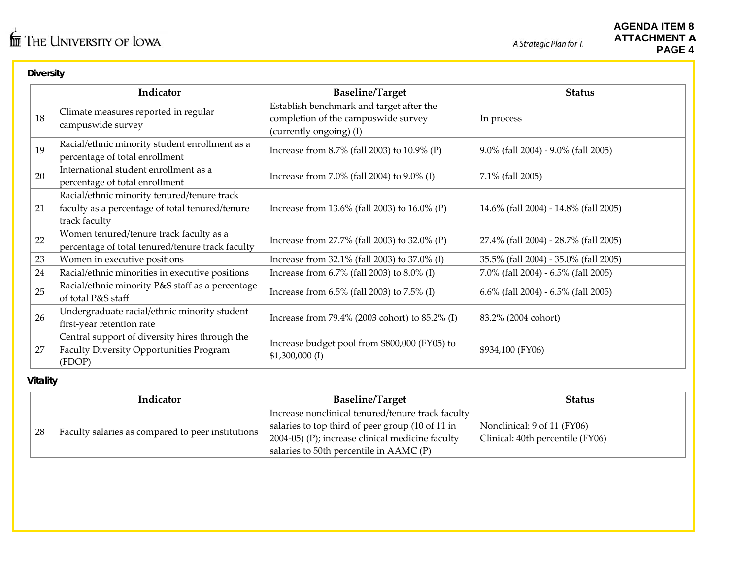## Diversity

| | Indicator | Baseline/Target | Status |
|---|---|---|---|
| 18 | Climate measures reported in regular campuswide survey | Establish benchmark and target after the completion of the campuswide survey (currently ongoing) (I) | In process |
| 19 | Racial/ethnic minority student enrollment as a percentage of total enrollment | Increase from 8.7% (fall 2003) to 10.9% (P) | 9.0% (fall 2004) - 9.0% (fall 2005) |
| 20 | International student enrollment as a percentage of total enrollment | Increase from 7.0% (fall 2004) to 9.0% (I) | 7.1% (fall 2005) |
| 21 | Racial/ethnic minority tenured/tenure track faculty as a percentage of total tenured/tenure track faculty | Increase from 13.6% (fall 2003) to 16.0% (P) | 14.6% (fall 2004) - 14.8% (fall 2005) |
| 22 | Women tenured/tenure track faculty as a percentage of total tenured/tenure track faculty | Increase from 27.7% (fall 2003) to 32.0% (P) | 27.4% (fall 2004) - 28.7% (fall 2005) |
| 23 | Women in executive positions | Increase from 32.1% (fall 2003) to 37.0% (I) | 35.5% (fall 2004) - 35.0% (fall 2005) |
| 24 | Racial/ethnic minorities in executive positions | Increase from 6.7% (fall 2003) to 8.0% (I) | 7.0% (fall 2004) - 6.5% (fall 2005) |
| 25 | Racial/ethnic minority P&S staff as a percentage of total P&S staff | Increase from 6.5% (fall 2003) to 7.5% (I) | 6.6% (fall 2004) - 6.5% (fall 2005) |
| 26 | Undergraduate racial/ethnic minority student first-year retention rate | Increase from 79.4% (2003 cohort) to 85.2% (I) | 83.2% (2004 cohort) |
| 27 | Central support of diversity hires through the Faculty Diversity Opportunities Program (FDOP) | Increase budget pool from $800,000 (FY05) to $1,300,000 (I) | $934,100 (FY06) |

## Vitality

| | Indicator | Baseline/Target | Status |
|---|---|---|---|
| 28 | Faculty salaries as compared to peer institutions | Increase nonclinical tenured/tenure track faculty salaries to top third of peer group (10 of 11 in 2004-05) (P); increase clinical medicine faculty salaries to 50th percentile in AAMC (P) | Nonclinical: 9 of 11 (FY06)<br>Clinical: 40th percentile (FY06) |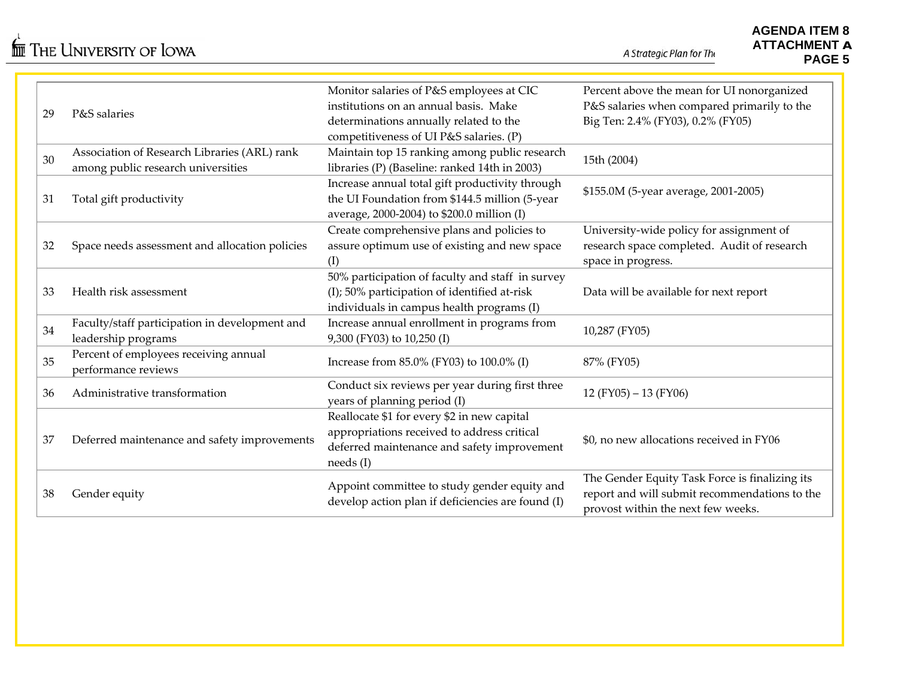| | | | |
|---|---|---|---|
| 29 | P&S salaries | Monitor salaries of P&S employees at CIC institutions on an annual basis. Make determinations annually related to the competitiveness of UI P&S salaries. (P) | Percent above the mean for UI nonorganized P&S salaries when compared primarily to the Big Ten: 2.4% (FY03), 0.2% (FY05) |
| 30 | Association of Research Libraries (ARL) rank among public research universities | Maintain top 15 ranking among public research libraries (P) (Baseline: ranked 14th in 2003) | 15th (2004) |
| 31 | Total gift productivity | Increase annual total gift productivity through the UI Foundation from $144.5 million (5-year average, 2000-2004) to $200.0 million (I) | $155.0M (5-year average, 2001-2005) |
| 32 | Space needs assessment and allocation policies | Create comprehensive plans and policies to assure optimum use of existing and new space (I) | University-wide policy for assignment of research space completed. Audit of research space in progress. |
| 33 | Health risk assessment | 50% participation of faculty and staff in survey (I); 50% participation of identified at-risk individuals in campus health programs (I) | Data will be available for next report |
| 34 | Faculty/staff participation in development and leadership programs | Increase annual enrollment in programs from 9,300 (FY03) to 10,250 (I) | 10,287 (FY05) |
| 35 | Percent of employees receiving annual performance reviews | Increase from 85.0% (FY03) to 100.0% (I) | 87% (FY05) |
| 36 | Administrative transformation | Conduct six reviews per year during first three years of planning period (I) | 12 (FY05) – 13 (FY06) |
| 37 | Deferred maintenance and safety improvements | Reallocate $1 for every $2 in new capital appropriations received to address critical deferred maintenance and safety improvement needs (I) | $0, no new allocations received in FY06 |
| 38 | Gender equity | Appoint committee to study gender equity and develop action plan if deficiencies are found (I) | The Gender Equity Task Force is finalizing its report and will submit recommendations to the provost within the next few weeks. |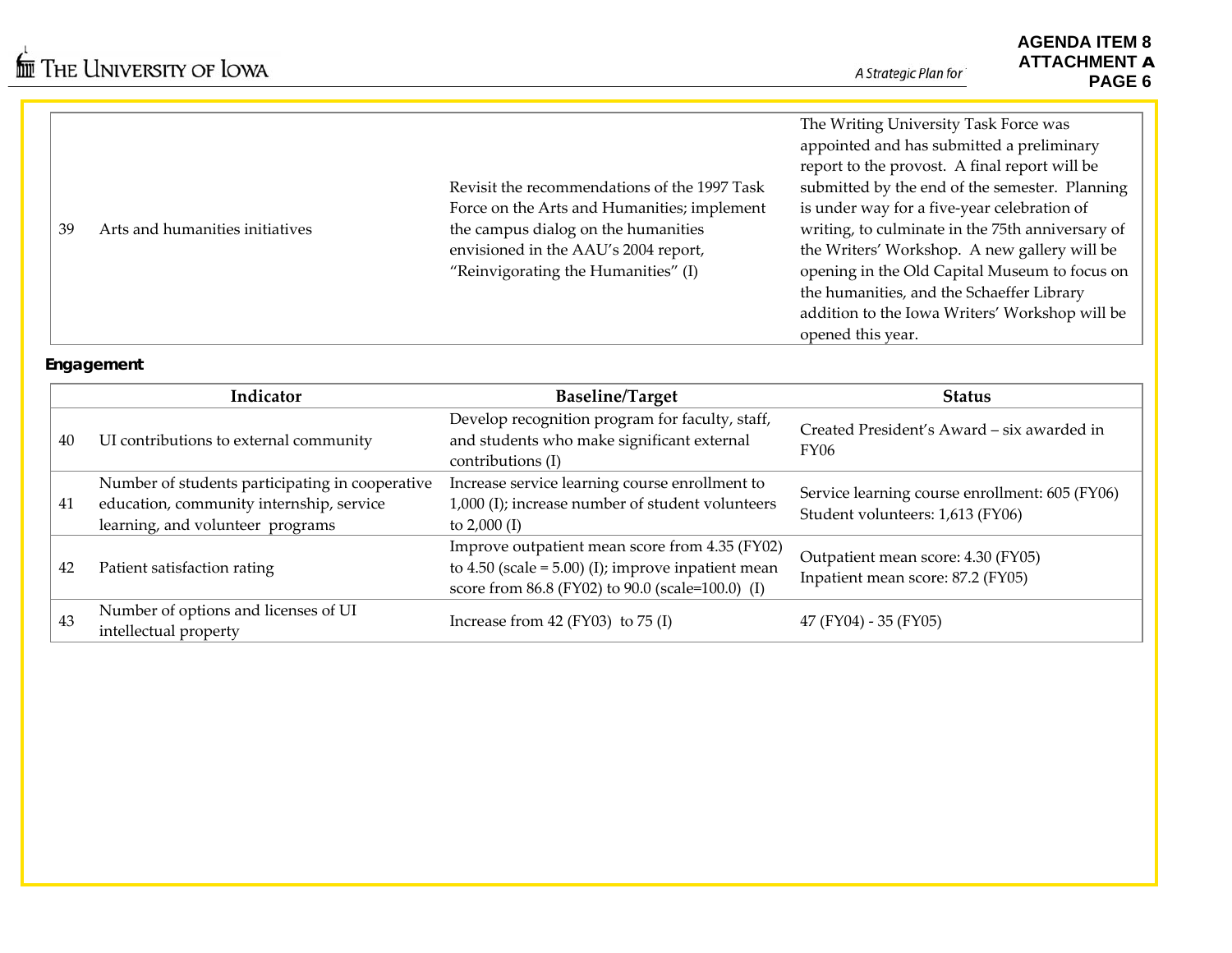| | | | |
|---|---|---|---|
| 39 | Arts and humanities initiatives | Revisit the recommendations of the 1997 Task Force on the Arts and Humanities; implement the campus dialog on the humanities envisioned in the AAU's 2004 report, "Reinvigorating the Humanities" (I) | The Writing University Task Force was appointed and has submitted a preliminary report to the provost. A final report will be submitted by the end of the semester. Planning is under way for a five-year celebration of writing, to culminate in the 75th anniversary of the Writers' Workshop. A new gallery will be opening in the Old Capital Museum to focus on the humanities, and the Schaeffer Library addition to the Iowa Writers' Workshop will be opened this year. |

**Engagement**

| | Indicator | Baseline/Target | Status |
|---|---|---|---|
| 40 | UI contributions to external community | Develop recognition program for faculty, staff, and students who make significant external contributions (I) | Created President's Award – six awarded in FY06 |
| 41 | Number of students participating in cooperative education, community internship, service learning, and volunteer programs | Increase service learning course enrollment to 1,000 (I); increase number of student volunteers to 2,000 (I) | Service learning course enrollment: 605 (FY06)<br>Student volunteers: 1,613 (FY06) |
| 42 | Patient satisfaction rating | Improve outpatient mean score from 4.35 (FY02) to 4.50 (scale = 5.00) (I); improve inpatient mean score from 86.8 (FY02) to 90.0 (scale=100.0) (I) | Outpatient mean score: 4.30 (FY05)<br>Inpatient mean score: 87.2 (FY05) |
| 43 | Number of options and licenses of UI intellectual property | Increase from 42 (FY03) to 75 (I) | 47 (FY04) - 35 (FY05) |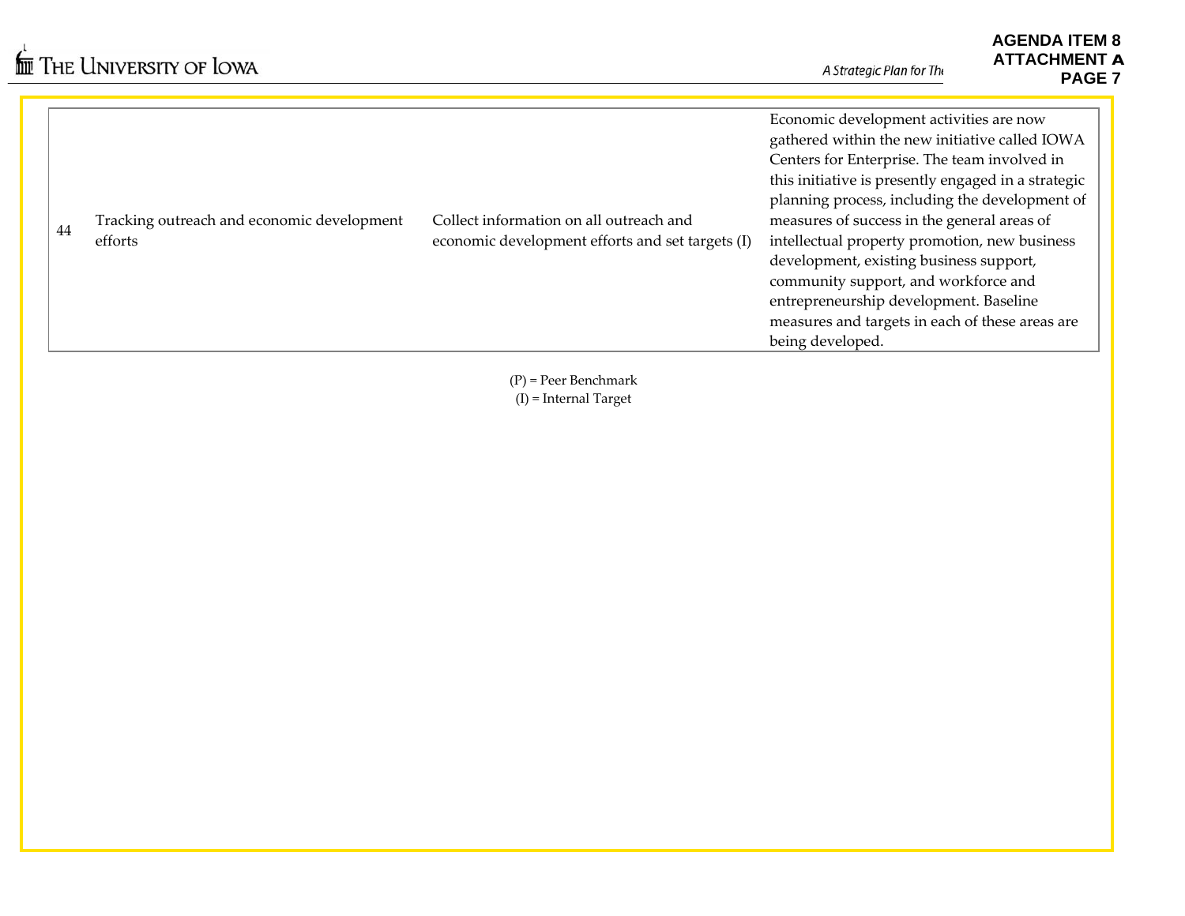| | | | |
|---|---|---|---|
| 44 | Tracking outreach and economic development efforts | Collect information on all outreach and economic development efforts and set targets (I) | Economic development activities are now gathered within the new initiative called IOWA Centers for Enterprise. The team involved in this initiative is presently engaged in a strategic planning process, including the development of measures of success in the general areas of intellectual property promotion, new business development, existing business support, community support, and workforce and entrepreneurship development. Baseline measures and targets in each of these areas are being developed. |

(P) = Peer Benchmark
(I) = Internal Target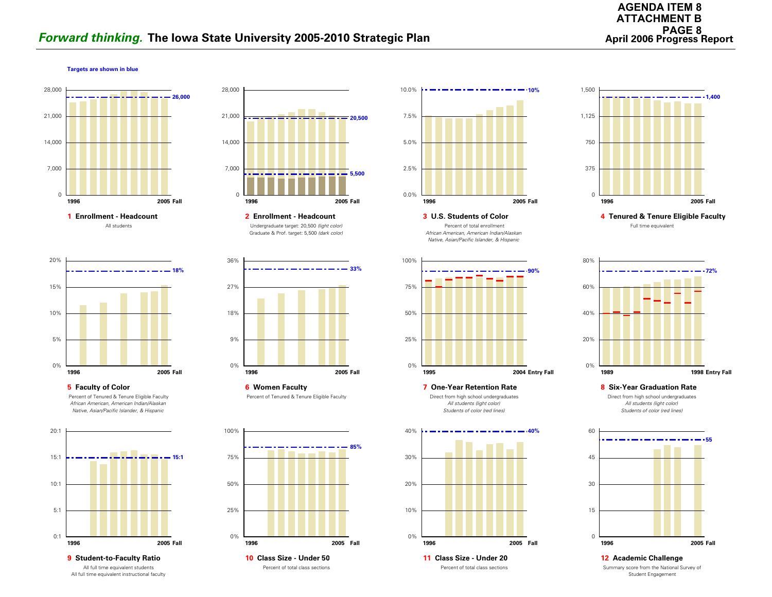# *Forward thinking.* The Iowa State University 2005-2010 Strategic Plan

**AGENDA ITEM 8**
**ATTACHMENT B**
**PAGE 8**
**April 2006 Progress Report**

**Targets are shown in blue**

**1 Enrollment - Headcount**
All students
Target: 26,000 (1996–2005 Fall)

**2 Enrollment - Headcount**
Undergraduate target: 20,500 *(light color)*
Graduate & Prof. target: 5,500 *(dark color)*
(1996–2005 Fall)

**3 U.S. Students of Color**
Percent of total enrollment
*African American, American Indian/Alaskan Native, Asian/Pacific Islander, & Hispanic*
Target: 10% (1996–2005 Fall)

**4 Tenured & Tenure Eligible Faculty**
Full time equivalent
Target: 1,400 (1996–2005 Fall)

**5 Faculty of Color**
Percent of Tenured & Tenure Eligible Faculty
*African American, American Indian/Alaskan Native, Asian/Pacific Islander, & Hispanic*
Target: 18% (1996–2005 Fall)

**6 Women Faculty**
Percent of Tenured & Tenure Eligible Faculty
Target: 33% (1996–2005 Fall)

**7 One-Year Retention Rate**
Direct from high school undergraduates
*All students (light color)*
*Students of color (red lines)*
Target: 90% (1995–2004 Entry Fall)

**8 Six-Year Graduation Rate**
Direct from high school undergraduates
*All students (light color)*
*Students of color (red lines)*
Target: 72% (1989–1998 Entry Fall)

**9 Student-to-Faculty Ratio**
All full time equivalent students
All full time equivalent instructional faculty
Target: 15:1 (1996–2005 Fall)

**10 Class Size - Under 50**
Percent of total class sections
Target: 85% (1996–2005 Fall)

**11 Class Size - Under 20**
Percent of total class sections
Target: 40% (1996–2005 Fall)

**12 Academic Challenge**
Summary score from the National Survey of Student Engagement
Target: 55 (1996–2005 Fall)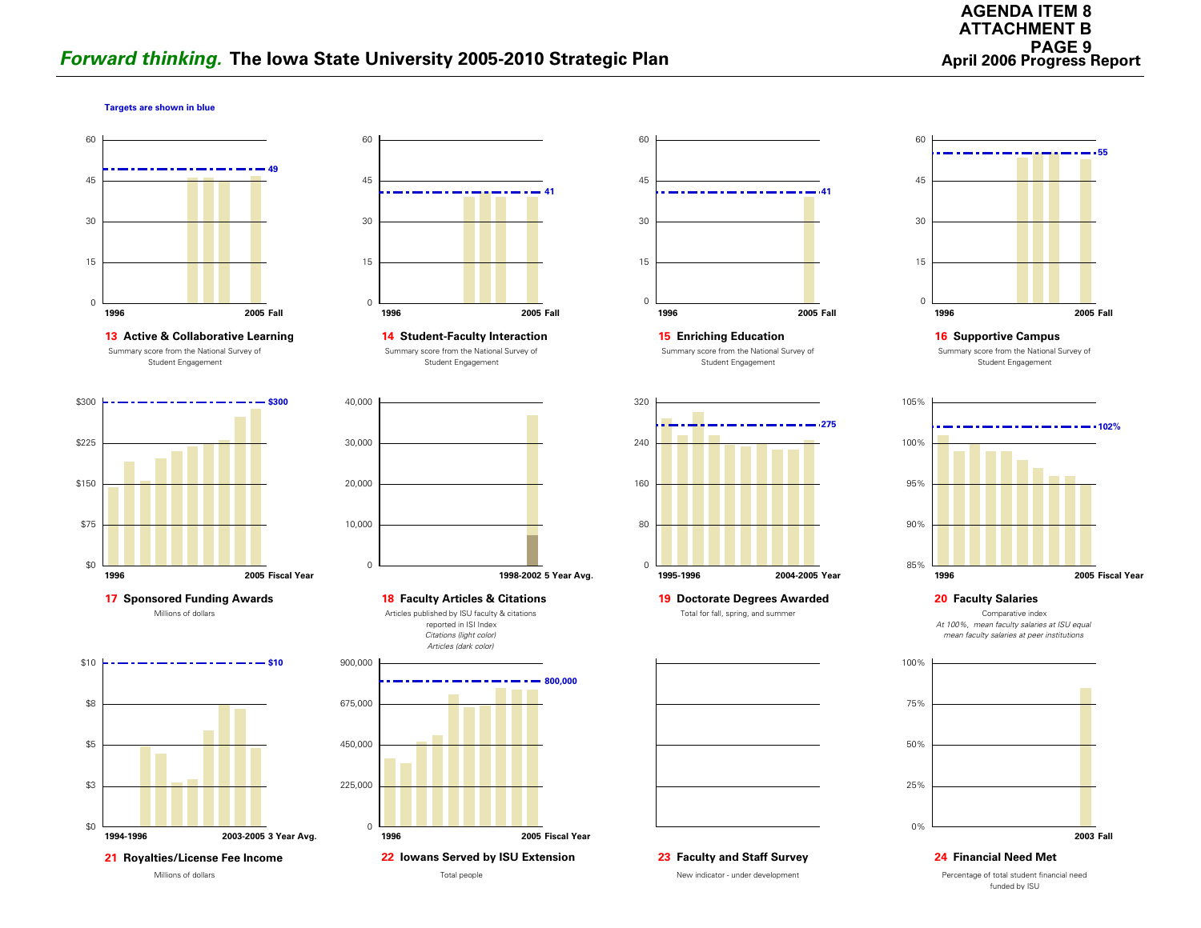# *Forward thinking.* The Iowa State University 2005-2010 Strategic Plan

**AGENDA ITEM 8**
**ATTACHMENT B**
**PAGE 9**
**April 2006 Progress Report**

**Targets are shown in blue**

**13 Active & Collaborative Learning**
Summary score from the National Survey of Student Engagement
(Target: 49; 1996 – 2005 Fall)

**14 Student-Faculty Interaction**
Summary score from the National Survey of Student Engagement
(Target: 41; 1996 – 2005 Fall)

**15 Enriching Education**
Summary score from the National Survey of Student Engagement
(Target: 41; 1996 – 2005 Fall)

**16 Supportive Campus**
Summary score from the National Survey of Student Engagement
(Target: 55; 1996 – 2005 Fall)

**17 Sponsored Funding Awards**
Millions of dollars
(Target: $300; 1996 – 2005 Fiscal Year)

**18 Faculty Articles & Citations**
Articles published by ISU faculty & citations reported in ISI Index
*Citations (light color)*
*Articles (dark color)*
(1998-2002 5 Year Avg.)

**19 Doctorate Degrees Awarded**
Total for fall, spring, and summer
(Target: 275; 1995-1996 – 2004-2005 Year)

**20 Faculty Salaries**
Comparative index
*At 100%, mean faculty salaries at ISU equal mean faculty salaries at peer institutions*
(Target: 102%; 1996 – 2005 Fiscal Year)

**21 Royalties/License Fee Income**
Millions of dollars
(Target: $10; 1994-1996 – 2003-2005 3 Year Avg.)

**22 Iowans Served by ISU Extension**
Total people
(Target: 800,000; 1996 – 2005 Fiscal Year)

**23 Faculty and Staff Survey**
New indicator - under development

**24 Financial Need Met**
Percentage of total student financial need funded by ISU
(2003 Fall)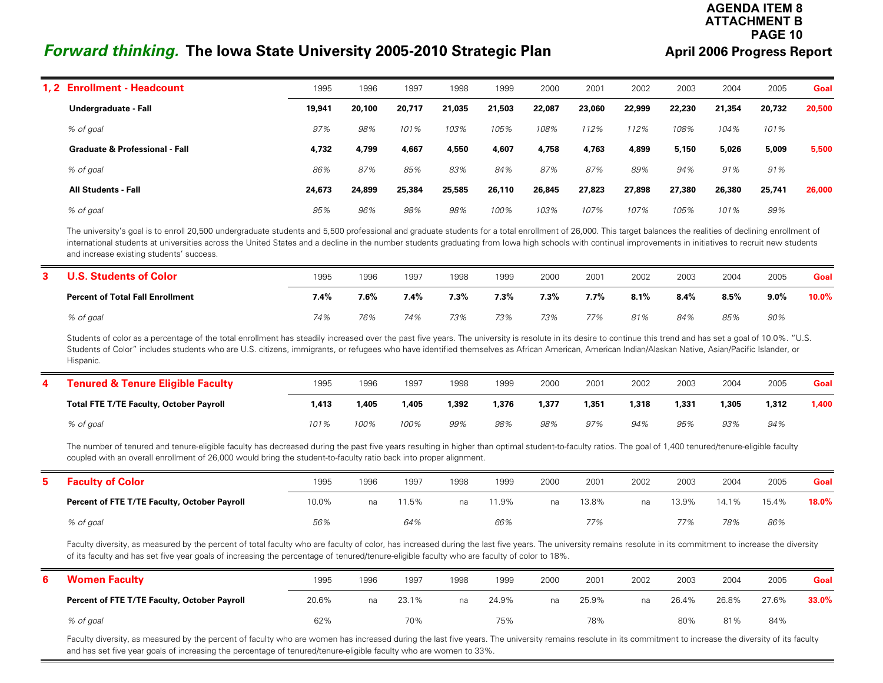AGENDA ITEM 8
ATTACHMENT B

# *Forward thinking.* The Iowa State University 2005-2010 Strategic Plan

## April 2006 Progress Report

| 1, 2 | Enrollment - Headcount | 1995 | 1996 | 1997 | 1998 | 1999 | 2000 | 2001 | 2002 | 2003 | 2004 | 2005 | Goal |
|---|---|---|---|---|---|---|---|---|---|---|---|---|---|
| | **Undergraduate - Fall** | **19,941** | **20,100** | **20,717** | **21,035** | **21,503** | **22,087** | **23,060** | **22,999** | **22,230** | **21,354** | **20,732** | **20,500** |
| | *% of goal* | *97%* | *98%* | *101%* | *103%* | *105%* | *108%* | *112%* | *112%* | *108%* | *104%* | *101%* | |
| | **Graduate & Professional - Fall** | **4,732** | **4,799** | **4,667** | **4,550** | **4,607** | **4,758** | **4,763** | **4,899** | **5,150** | **5,026** | **5,009** | **5,500** |
| | *% of goal* | *86%* | *87%* | *85%* | *83%* | *84%* | *87%* | *87%* | *89%* | *94%* | *91%* | *91%* | |
| | **All Students - Fall** | **24,673** | **24,899** | **25,384** | **25,585** | **26,110** | **26,845** | **27,823** | **27,898** | **27,380** | **26,380** | **25,741** | **26,000** |
| | *% of goal* | *95%* | *96%* | *98%* | *98%* | *100%* | *103%* | *107%* | *107%* | *105%* | *101%* | *99%* | |

The university's goal is to enroll 20,500 undergraduate students and 5,500 professional and graduate students for a total enrollment of 26,000. This target balances the realities of declining enrollment of international students at universities across the United States and a decline in the number students graduating from Iowa high schools with continual improvements in initiatives to recruit new students and increase existing students' success.

| 3 | U.S. Students of Color | 1995 | 1996 | 1997 | 1998 | 1999 | 2000 | 2001 | 2002 | 2003 | 2004 | 2005 | Goal |
|---|---|---|---|---|---|---|---|---|---|---|---|---|---|
| | **Percent of Total Fall Enrollment** | **7.4%** | **7.6%** | **7.4%** | **7.3%** | **7.3%** | **7.3%** | **7.7%** | **8.1%** | **8.4%** | **8.5%** | **9.0%** | **10.0%** |
| | *% of goal* | *74%* | *76%* | *74%* | *73%* | *73%* | *73%* | *77%* | *81%* | *84%* | *85%* | *90%* | |

Students of color as a percentage of the total enrollment has steadily increased over the past five years. The university is resolute in its desire to continue this trend and has set a goal of 10.0%. "U.S. Students of Color" includes students who are U.S. citizens, immigrants, or refugees who have identified themselves as African American, American Indian/Alaskan Native, Asian/Pacific Islander, or Hispanic.

| 4 | Tenured & Tenure Eligible Faculty | 1995 | 1996 | 1997 | 1998 | 1999 | 2000 | 2001 | 2002 | 2003 | 2004 | 2005 | Goal |
|---|---|---|---|---|---|---|---|---|---|---|---|---|---|
| | **Total FTE T/TE Faculty, October Payroll** | **1,413** | **1,405** | **1,405** | **1,392** | **1,376** | **1,377** | **1,351** | **1,318** | **1,331** | **1,305** | **1,312** | **1,400** |
| | *% of goal* | *101%* | *100%* | *100%* | *99%* | *98%* | *98%* | *97%* | *94%* | *95%* | *93%* | *94%* | |

The number of tenured and tenure-eligible faculty has decreased during the past five years resulting in higher than optimal student-to-faculty ratios. The goal of 1,400 tenured/tenure-eligible faculty coupled with an overall enrollment of 26,000 would bring the student-to-faculty ratio back into proper alignment.

| 5 | Faculty of Color | 1995 | 1996 | 1997 | 1998 | 1999 | 2000 | 2001 | 2002 | 2003 | 2004 | 2005 | Goal |
|---|---|---|---|---|---|---|---|---|---|---|---|---|---|
| | **Percent of FTE T/TE Faculty, October Payroll** | 10.0% | na | 11.5% | na | 11.9% | na | 13.8% | na | 13.9% | 14.1% | 15.4% | **18.0%** |
| | *% of goal* | *56%* | | *64%* | | *66%* | | *77%* | | *77%* | *78%* | *86%* | |

Faculty diversity, as measured by the percent of total faculty who are faculty of color, has increased during the last five years. The university remains resolute in its commitment to increase the diversity of its faculty and has set five year goals of increasing the percentage of tenured/tenure-eligible faculty who are faculty of color to 18%.

| 6 | Women Faculty | 1995 | 1996 | 1997 | 1998 | 1999 | 2000 | 2001 | 2002 | 2003 | 2004 | 2005 | Goal |
|---|---|---|---|---|---|---|---|---|---|---|---|---|---|
| | **Percent of FTE T/TE Faculty, October Payroll** | 20.6% | na | 23.1% | na | 24.9% | na | 25.9% | na | 26.4% | 26.8% | 27.6% | **33.0%** |
| | *% of goal* | 62% | | 70% | | 75% | | 78% | | 80% | 81% | 84% | |

Faculty diversity, as measured by the percent of faculty who are women has increased during the last five years. The university remains resolute in its commitment to increase the diversity of its faculty and has set five year goals of increasing the percentage of tenured/tenure-eligible faculty who are women to 33%.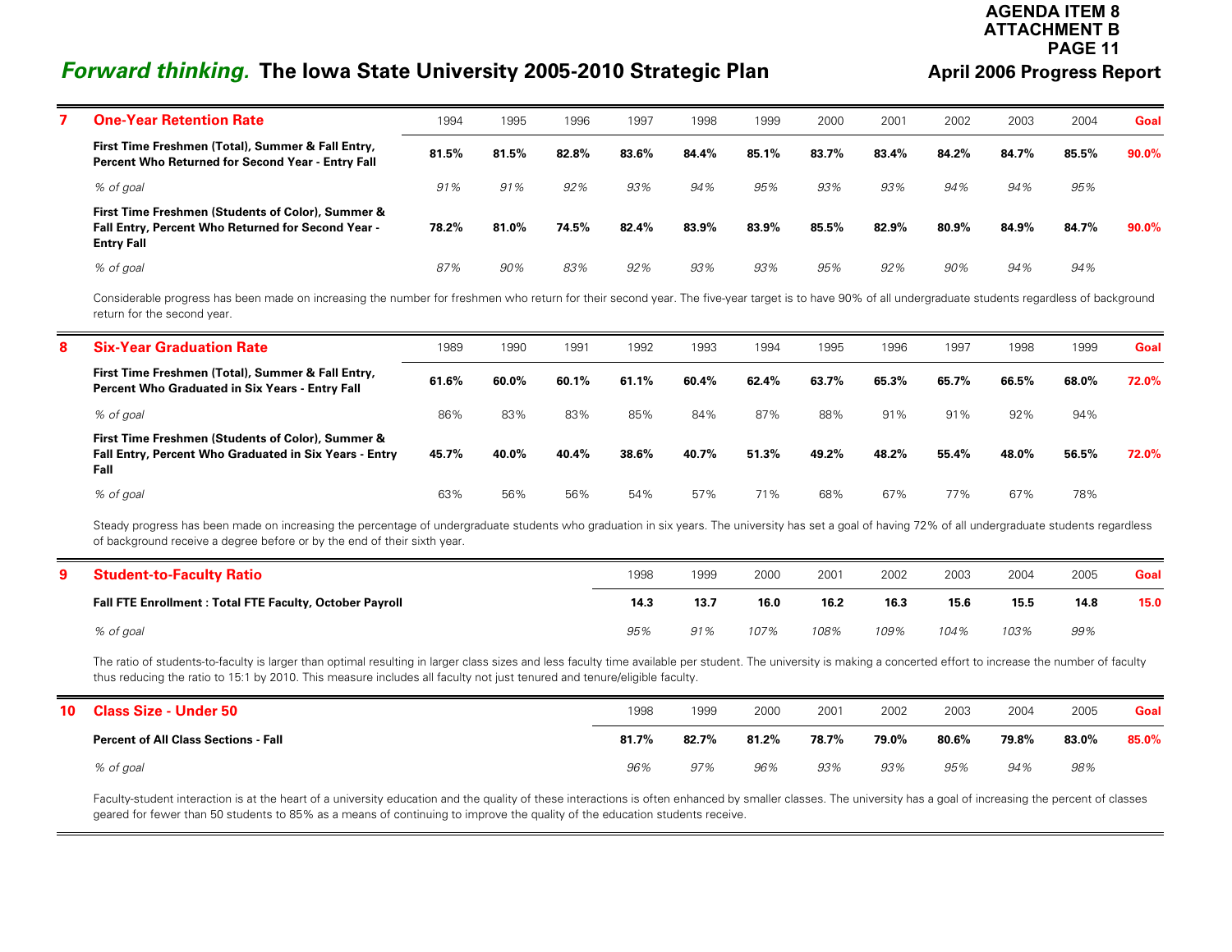AGENDA ITEM 8
ATTACHMENT B

# *Forward thinking.* The Iowa State University 2005-2010 Strategic Plan

**April 2006 Progress Report**

| 7 | **One-Year Retention Rate** | 1994 | 1995 | 1996 | 1997 | 1998 | 1999 | 2000 | 2001 | 2002 | 2003 | 2004 | Goal |
|---|---|---|---|---|---|---|---|---|---|---|---|---|---|
| | **First Time Freshmen (Total), Summer & Fall Entry, Percent Who Returned for Second Year - Entry Fall** | **81.5%** | **81.5%** | **82.8%** | **83.6%** | **84.4%** | **85.1%** | **83.7%** | **83.4%** | **84.2%** | **84.7%** | **85.5%** | **90.0%** |
| | *% of goal* | *91%* | *91%* | *92%* | *93%* | *94%* | *95%* | *93%* | *93%* | *94%* | *94%* | *95%* | |
| | **First Time Freshmen (Students of Color), Summer & Fall Entry, Percent Who Returned for Second Year - Entry Fall** | **78.2%** | **81.0%** | **74.5%** | **82.4%** | **83.9%** | **83.9%** | **85.5%** | **82.9%** | **80.9%** | **84.9%** | **84.7%** | **90.0%** |
| | *% of goal* | *87%* | *90%* | *83%* | *92%* | *93%* | *93%* | *95%* | *92%* | *90%* | *94%* | *94%* | |

Considerable progress has been made on increasing the number for freshmen who return for their second year. The five-year target is to have 90% of all undergraduate students regardless of background return for the second year.

| 8 | **Six-Year Graduation Rate** | 1989 | 1990 | 1991 | 1992 | 1993 | 1994 | 1995 | 1996 | 1997 | 1998 | 1999 | Goal |
|---|---|---|---|---|---|---|---|---|---|---|---|---|---|
| | **First Time Freshmen (Total), Summer & Fall Entry, Percent Who Graduated in Six Years - Entry Fall** | **61.6%** | **60.0%** | **60.1%** | **61.1%** | **60.4%** | **62.4%** | **63.7%** | **65.3%** | **65.7%** | **66.5%** | **68.0%** | **72.0%** |
| | *% of goal* | 86% | 83% | 83% | 85% | 84% | 87% | 88% | 91% | 91% | 92% | 94% | |
| | **First Time Freshmen (Students of Color), Summer & Fall Entry, Percent Who Graduated in Six Years - Entry Fall** | **45.7%** | **40.0%** | **40.4%** | **38.6%** | **40.7%** | **51.3%** | **49.2%** | **48.2%** | **55.4%** | **48.0%** | **56.5%** | **72.0%** |
| | *% of goal* | 63% | 56% | 56% | 54% | 57% | 71% | 68% | 67% | 77% | 67% | 78% | |

Steady progress has been made on increasing the percentage of undergraduate students who graduation in six years. The university has set a goal of having 72% of all undergraduate students regardless of background receive a degree before or by the end of their sixth year.

| 9 | **Student-to-Faculty Ratio** | 1998 | 1999 | 2000 | 2001 | 2002 | 2003 | 2004 | 2005 | Goal |
|---|---|---|---|---|---|---|---|---|---|---|
| | **Fall FTE Enrollment : Total FTE Faculty, October Payroll** | **14.3** | **13.7** | **16.0** | **16.2** | **16.3** | **15.6** | **15.5** | **14.8** | **15.0** |
| | *% of goal* | *95%* | *91%* | *107%* | *108%* | *109%* | *104%* | *103%* | *99%* | |

The ratio of students-to-faculty is larger than optimal resulting in larger class sizes and less faculty time available per student. The university is making a concerted effort to increase the number of faculty thus reducing the ratio to 15:1 by 2010. This measure includes all faculty not just tenured and tenure/eligible faculty.

| 10 | **Class Size - Under 50** | 1998 | 1999 | 2000 | 2001 | 2002 | 2003 | 2004 | 2005 | Goal |
|---|---|---|---|---|---|---|---|---|---|---|
| | **Percent of All Class Sections - Fall** | **81.7%** | **82.7%** | **81.2%** | **78.7%** | **79.0%** | **80.6%** | **79.8%** | **83.0%** | **85.0%** |
| | *% of goal* | *96%* | *97%* | *96%* | *93%* | *93%* | *95%* | *94%* | *98%* | |

Faculty-student interaction is at the heart of a university education and the quality of these interactions is often enhanced by smaller classes. The university has a goal of increasing the percent of classes geared for fewer than 50 students to 85% as a means of continuing to improve the quality of the education students receive.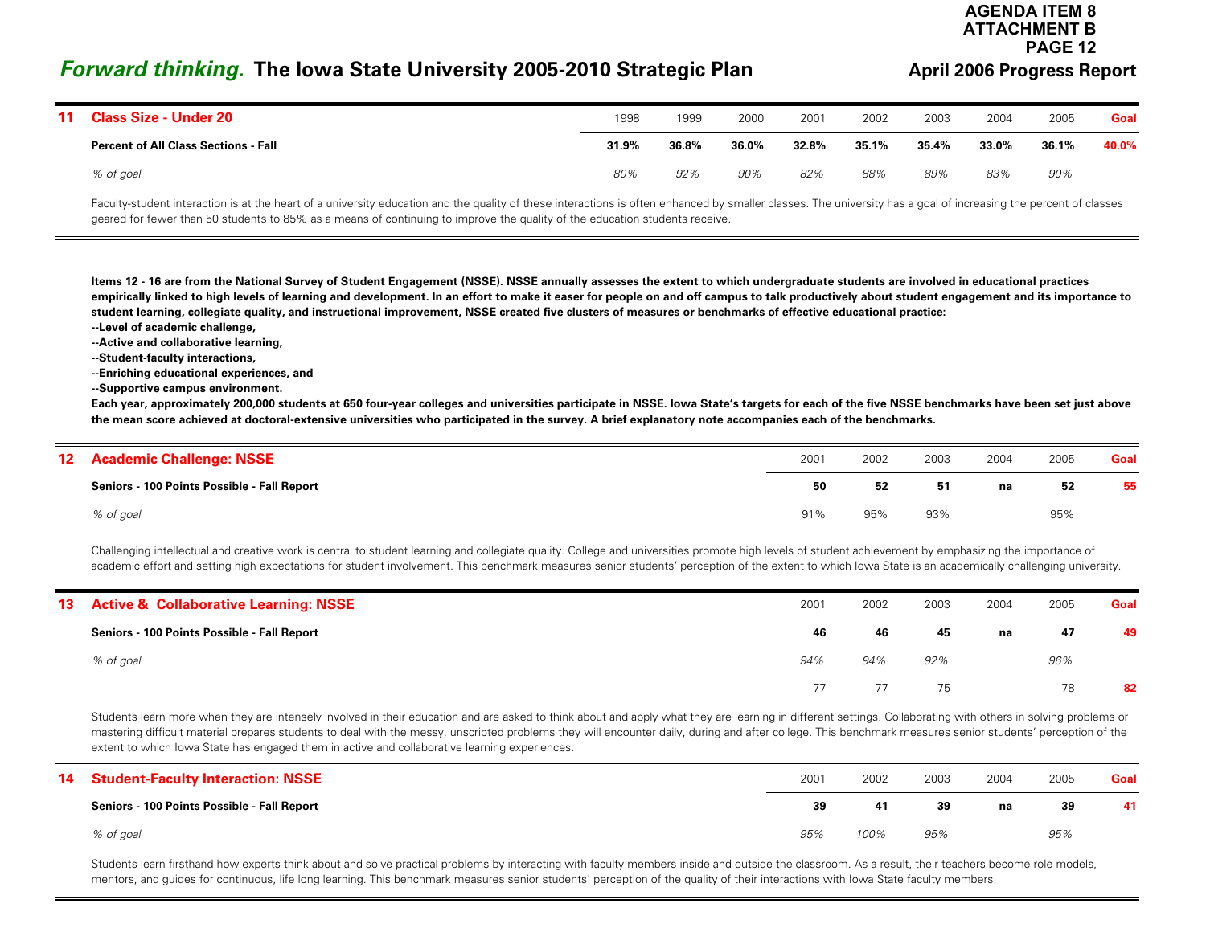# *Forward thinking.* The Iowa State University 2005-2010 Strategic Plan

**April 2006 Progress Report**

| 11 | **Class Size - Under 20** | 1998 | 1999 | 2000 | 2001 | 2002 | 2003 | 2004 | 2005 | **Goal** |
|---|---|---|---|---|---|---|---|---|---|---|
| | **Percent of All Class Sections - Fall** | **31.9%** | **36.8%** | **36.0%** | **32.8%** | **35.1%** | **35.4%** | **33.0%** | **36.1%** | **40.0%** |
| | *% of goal* | *80%* | *92%* | *90%* | *82%* | *88%* | *89%* | *83%* | *90%* | |

Faculty-student interaction is at the heart of a university education and the quality of these interactions is often enhanced by smaller classes. The university has a goal of increasing the percent of classes geared for fewer than 50 students to 85% as a means of continuing to improve the quality of the education students receive.

**Items 12 - 16 are from the National Survey of Student Engagement (NSSE). NSSE annually assesses the extent to which undergraduate students are involved in educational practices empirically linked to high levels of learning and development. In an effort to make it easer for people on and off campus to talk productively about student engagement and its importance to student learning, collegiate quality, and instructional improvement, NSSE created five clusters of measures or benchmarks of effective educational practice:**
**--Level of academic challenge,**
**--Active and collaborative learning,**
**--Student-faculty interactions,**
**--Enriching educational experiences, and**
**--Supportive campus environment.**
**Each year, approximately 200,000 students at 650 four-year colleges and universities participate in NSSE. Iowa State's targets for each of the five NSSE benchmarks have been set just above the mean score achieved at doctoral-extensive universities who participated in the survey. A brief explanatory note accompanies each of the benchmarks.**

| 12 | **Academic Challenge: NSSE** | 2001 | 2002 | 2003 | 2004 | 2005 | **Goal** |
|---|---|---|---|---|---|---|---|
| | **Seniors - 100 Points Possible - Fall Report** | **50** | **52** | **51** | **na** | **52** | **55** |
| | *% of goal* | 91% | 95% | 93% | | 95% | |

Challenging intellectual and creative work is central to student learning and collegiate quality. College and universities promote high levels of student achievement by emphasizing the importance of academic effort and setting high expectations for student involvement. This benchmark measures senior students' perception of the extent to which Iowa State is an academically challenging university.

| 13 | **Active & Collaborative Learning: NSSE** | 2001 | 2002 | 2003 | 2004 | 2005 | **Goal** |
|---|---|---|---|---|---|---|---|
| | **Seniors - 100 Points Possible - Fall Report** | **46** | **46** | **45** | **na** | **47** | **49** |
| | *% of goal* | *94%* | *94%* | *92%* | | *96%* | |
| | | 77 | 77 | 75 | | 78 | **82** |

Students learn more when they are intensely involved in their education and are asked to think about and apply what they are learning in different settings. Collaborating with others in solving problems or mastering difficult material prepares students to deal with the messy, unscripted problems they will encounter daily, during and after college. This benchmark measures senior students' perception of the extent to which Iowa State has engaged them in active and collaborative learning experiences.

| 14 | **Student-Faculty Interaction: NSSE** | 2001 | 2002 | 2003 | 2004 | 2005 | **Goal** |
|---|---|---|---|---|---|---|---|
| | **Seniors - 100 Points Possible - Fall Report** | **39** | **41** | **39** | **na** | **39** | **41** |
| | *% of goal* | *95%* | *100%* | *95%* | | *95%* | |

Students learn firsthand how experts think about and solve practical problems by interacting with faculty members inside and outside the classroom. As a result, their teachers become role models, mentors, and guides for continuous, life long learning. This benchmark measures senior students' perception of the quality of their interactions with Iowa State faculty members.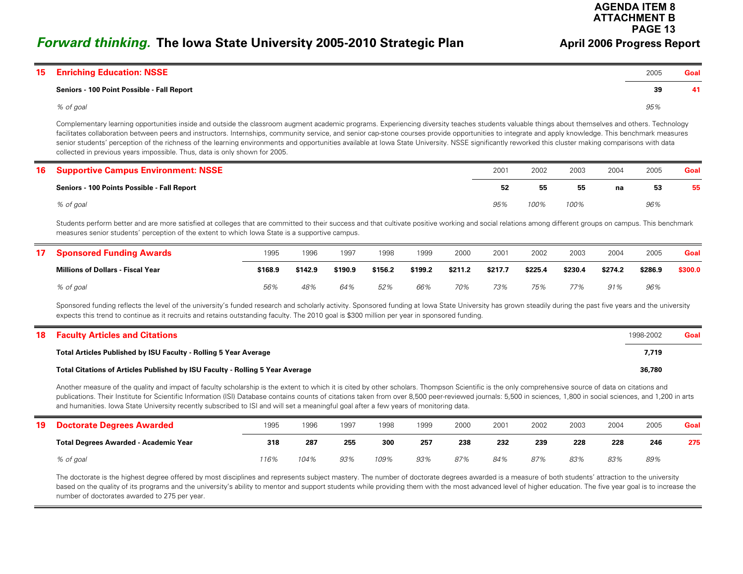**AGENDA ITEM 8**
**ATTACHMENT B**

# *Forward thinking.* The Iowa State University 2005-2010 Strategic Plan

**April 2006 Progress Report**

## 15 Enriching Education: NSSE

| | 2005 | Goal |
|---|---|---|
| **Seniors - 100 Point Possible - Fall Report** | **39** | **41** |
| *% of goal* | *95%* | |

Complementary learning opportunities inside and outside the classroom augment academic programs. Experiencing diversity teaches students valuable things about themselves and others. Technology facilitates collaboration between peers and instructors. Internships, community service, and senior cap-stone courses provide opportunities to integrate and apply knowledge. This benchmark measures senior students' perception of the richness of the learning environments and opportunities available at Iowa State University. NSSE significantly reworked this cluster making comparisons with data collected in previous years impossible. Thus, data is only shown for 2005.

## 16 Supportive Campus Environment: NSSE

| | 2001 | 2002 | 2003 | 2004 | 2005 | Goal |
|---|---|---|---|---|---|---|
| **Seniors - 100 Points Possible - Fall Report** | **52** | **55** | **55** | **na** | **53** | **55** |
| *% of goal* | *95%* | *100%* | *100%* | | *96%* | |

Students perform better and are more satisfied at colleges that are committed to their success and that cultivate positive working and social relations among different groups on campus. This benchmark measures senior students' perception of the extent to which Iowa State is a supportive campus.

## 17 Sponsored Funding Awards

| | 1995 | 1996 | 1997 | 1998 | 1999 | 2000 | 2001 | 2002 | 2003 | 2004 | 2005 | Goal |
|---|---|---|---|---|---|---|---|---|---|---|---|---|
| **Millions of Dollars - Fiscal Year** | **$168.9** | **$142.9** | **$190.9** | **$156.2** | **$199.2** | **$211.2** | **$217.7** | **$225.4** | **$230.4** | **$274.2** | **$286.9** | **$300.0** |
| *% of goal* | *56%* | *48%* | *64%* | *52%* | *66%* | *70%* | *73%* | *75%* | *77%* | *91%* | *96%* | |

Sponsored funding reflects the level of the university's funded research and scholarly activity. Sponsored funding at Iowa State University has grown steadily during the past five years and the university expects this trend to continue as it recruits and retains outstanding faculty. The 2010 goal is $300 million per year in sponsored funding.

## 18 Faculty Articles and Citations

| | 1998-2002 | Goal |
|---|---|---|
| **Total Articles Published by ISU Faculty - Rolling 5 Year Average** | **7,719** | |
| **Total Citations of Articles Published by ISU Faculty - Rolling 5 Year Average** | **36,780** | |

Another measure of the quality and impact of faculty scholarship is the extent to which it is cited by other scholars. Thompson Scientific is the only comprehensive source of data on citations and publications. Their Institute for Scientific Information (ISI) Database contains counts of citations taken from over 8,500 peer-reviewed journals: 5,500 in sciences, 1,800 in social sciences, and 1,200 in arts and humanities. Iowa State University recently subscribed to ISI and will set a meaningful goal after a few years of monitoring data.

## 19 Doctorate Degrees Awarded

| | 1995 | 1996 | 1997 | 1998 | 1999 | 2000 | 2001 | 2002 | 2003 | 2004 | 2005 | Goal |
|---|---|---|---|---|---|---|---|---|---|---|---|---|
| **Total Degrees Awarded - Academic Year** | **318** | **287** | **255** | **300** | **257** | **238** | **232** | **239** | **228** | **228** | **246** | **275** |
| *% of goal* | *116%* | *104%* | *93%* | *109%* | *93%* | *87%* | *84%* | *87%* | *83%* | *83%* | *89%* | |

The doctorate is the highest degree offered by most disciplines and represents subject mastery. The number of doctorate degrees awarded is a measure of both students' attraction to the university based on the quality of its programs and the university's ability to mentor and support students while providing them with the most advanced level of higher education. The five year goal is to increase the number of doctorates awarded to 275 per year.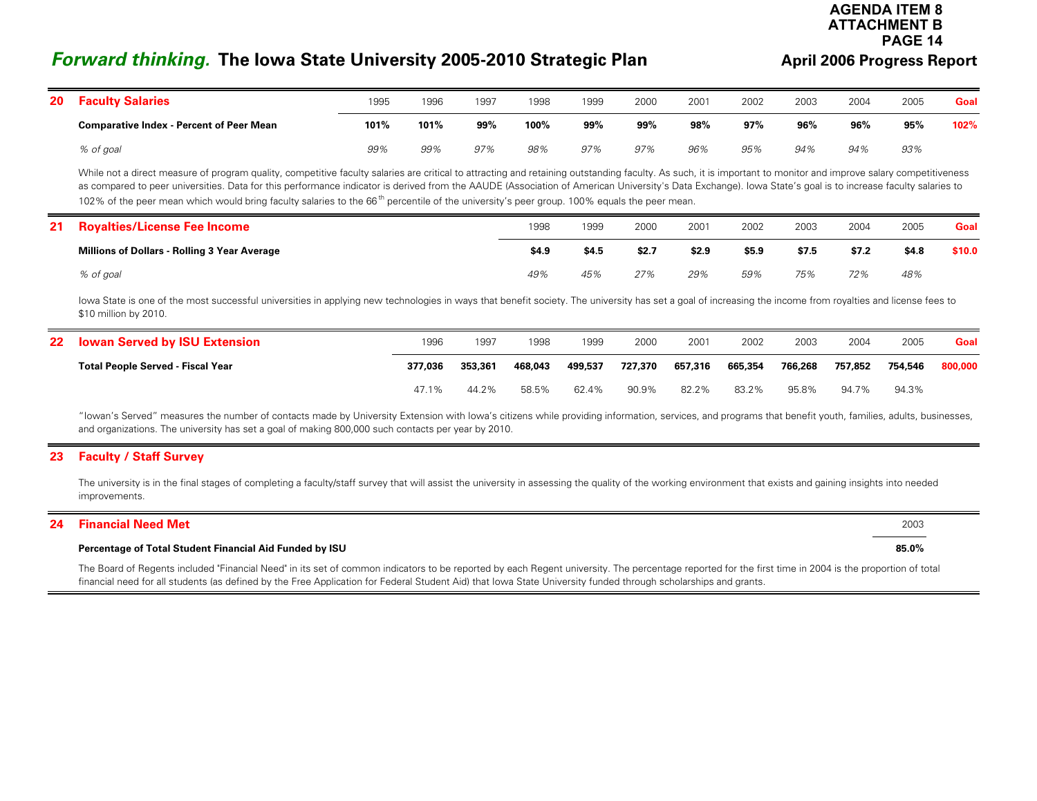# *Forward thinking.* The Iowa State University 2005-2010 Strategic Plan

**April 2006 Progress Report**

## 20 Faculty Salaries

| | 1995 | 1996 | 1997 | 1998 | 1999 | 2000 | 2001 | 2002 | 2003 | 2004 | 2005 | Goal |
|---|---|---|---|---|---|---|---|---|---|---|---|---|
| **Comparative Index - Percent of Peer Mean** | **101%** | **101%** | **99%** | **100%** | **99%** | **99%** | **98%** | **97%** | **96%** | **96%** | **95%** | **102%** |
| *% of goal* | *99%* | *99%* | *97%* | *98%* | *97%* | *97%* | *96%* | *95%* | *94%* | *94%* | *93%* | |

While not a direct measure of program quality, competitive faculty salaries are critical to attracting and retaining outstanding faculty. As such, it is important to monitor and improve salary competitiveness as compared to peer universities. Data for this performance indicator is derived from the AAUDE (Association of American University's Data Exchange). Iowa State's goal is to increase faculty salaries to 102% of the peer mean which would bring faculty salaries to the 66th percentile of the university's peer group. 100% equals the peer mean.

## 21 Royalties/License Fee Income

| | 1998 | 1999 | 2000 | 2001 | 2002 | 2003 | 2004 | 2005 | Goal |
|---|---|---|---|---|---|---|---|---|---|
| **Millions of Dollars - Rolling 3 Year Average** | **$4.9** | **$4.5** | **$2.7** | **$2.9** | **$5.9** | **$7.5** | **$7.2** | **$4.8** | **$10.0** |
| *% of goal* | *49%* | *45%* | *27%* | *29%* | *59%* | *75%* | *72%* | *48%* | |

Iowa State is one of the most successful universities in applying new technologies in ways that benefit society. The university has set a goal of increasing the income from royalties and license fees to $10 million by 2010.

## 22 Iowan Served by ISU Extension

| | 1996 | 1997 | 1998 | 1999 | 2000 | 2001 | 2002 | 2003 | 2004 | 2005 | Goal |
|---|---|---|---|---|---|---|---|---|---|---|---|
| **Total People Served - Fiscal Year** | **377,036** | **353,361** | **468,043** | **499,537** | **727,370** | **657,316** | **665,354** | **766,268** | **757,852** | **754,546** | **800,000** |
| | 47.1% | 44.2% | 58.5% | 62.4% | 90.9% | 82.2% | 83.2% | 95.8% | 94.7% | 94.3% | |

"Iowan's Served" measures the number of contacts made by University Extension with Iowa's citizens while providing information, services, and programs that benefit youth, families, adults, businesses, and organizations. The university has set a goal of making 800,000 such contacts per year by 2010.

## 23 Faculty / Staff Survey

The university is in the final stages of completing a faculty/staff survey that will assist the university in assessing the quality of the working environment that exists and gaining insights into needed improvements.

## 24 Financial Need Met

| | 2003 |
|---|---|
| **Percentage of Total Student Financial Aid Funded by ISU** | **85.0%** |

The Board of Regents included "Financial Need" in its set of common indicators to be reported by each Regent university. The percentage reported for the first time in 2004 is the proportion of total financial need for all students (as defined by the Free Application for Federal Student Aid) that Iowa State University funded through scholarships and grants.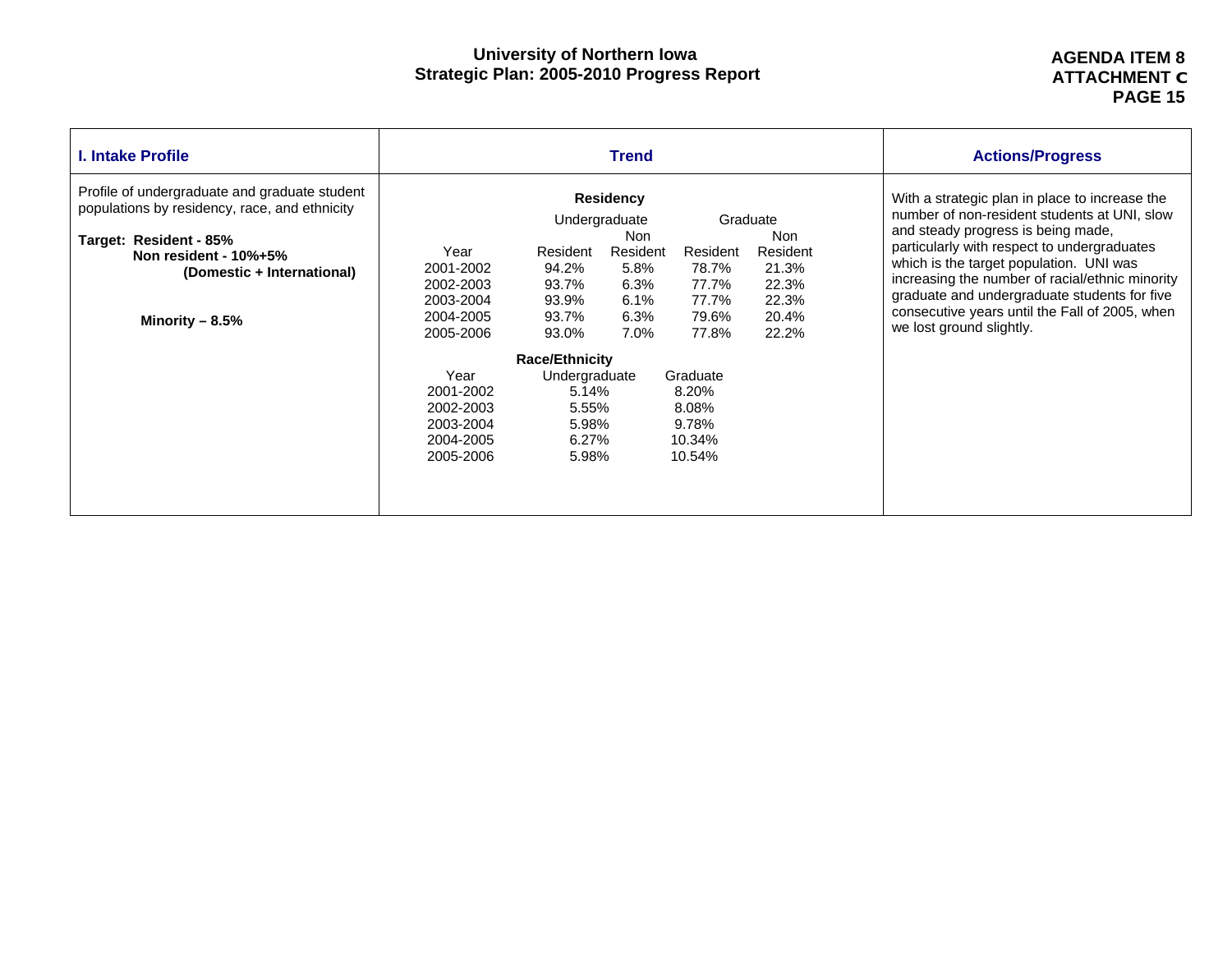# University of Northern Iowa
## Strategic Plan: 2005-2010 Progress Report

**AGENDA ITEM 8**
**ATTACHMENT C**

| I. Intake Profile | Trend | Actions/Progress |
| --- | --- | --- |
| Profile of undergraduate and graduate student populations by residency, race, and ethnicity<br><br>**Target: Resident - 85%**<br>**Non resident - 10%+5%**<br>**(Domestic + International)**<br><br>**Minority – 8.5%** | See Residency and Race/Ethnicity tables below | With a strategic plan in place to increase the number of non-resident students at UNI, slow and steady progress is being made, particularly with respect to undergraduates which is the target population. UNI was increasing the number of racial/ethnic minority graduate and undergraduate students for five consecutive years until the Fall of 2005, when we lost ground slightly. |

**Residency**

| | Undergraduate | | Graduate | |
| --- | --- | --- | --- | --- |
| Year | Resident | Non Resident | Resident | Non Resident |
| 2001-2002 | 94.2% | 5.8% | 78.7% | 21.3% |
| 2002-2003 | 93.7% | 6.3% | 77.7% | 22.3% |
| 2003-2004 | 93.9% | 6.1% | 77.7% | 22.3% |
| 2004-2005 | 93.7% | 6.3% | 79.6% | 20.4% |
| 2005-2006 | 93.0% | 7.0% | 77.8% | 22.2% |

**Race/Ethnicity**

| Year | Undergraduate | Graduate |
| --- | --- | --- |
| 2001-2002 | 5.14% | 8.20% |
| 2002-2003 | 5.55% | 8.08% |
| 2003-2004 | 5.98% | 9.78% |
| 2004-2005 | 6.27% | 10.34% |
| 2005-2006 | 5.98% | 10.54% |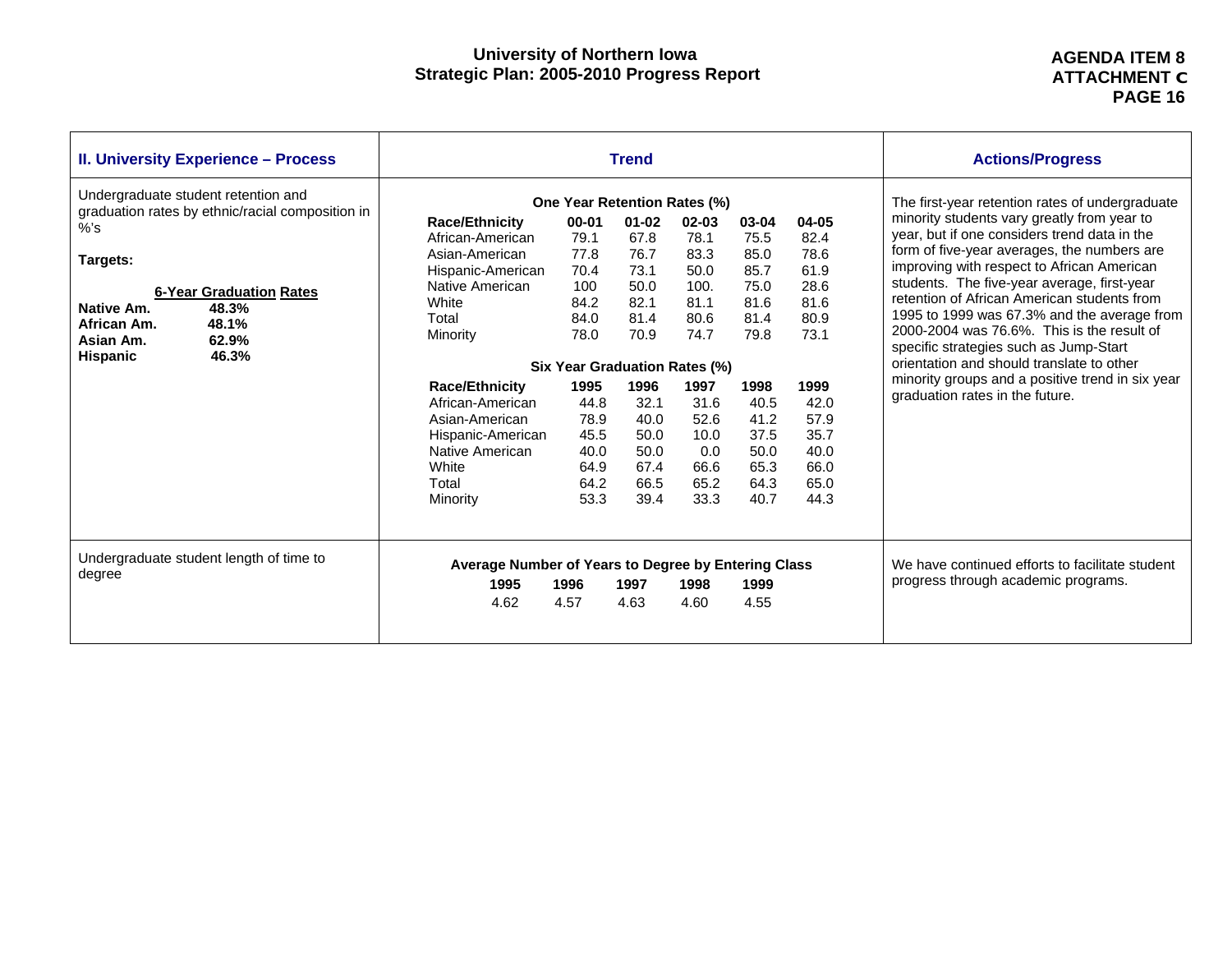# University of Northern Iowa
## Strategic Plan: 2005-2010 Progress Report

**AGENDA ITEM 8**
**ATTACHMENT C**
**PAGE 16**

| II. University Experience – Process | Trend | Actions/Progress |
|---|---|---|
| Undergraduate student retention and graduation rates by ethnic/racial composition in %'s<br><br>**Targets:**<br><br>**6-Year Graduation Rates**<br>**Native Am.** **48.3%**<br>**African Am.** **48.1%**<br>**Asian Am.** **62.9%**<br>**Hispanic** **46.3%** | See tables below: One Year Retention Rates (%); Six Year Graduation Rates (%) | The first-year retention rates of undergraduate minority students vary greatly from year to year, but if one considers trend data in the form of five-year averages, the numbers are improving with respect to African American students. The five-year average, first-year retention of African American students from 1995 to 1999 was 67.3% and the average from 2000-2004 was 76.6%. This is the result of specific strategies such as Jump-Start orientation and should translate to other minority groups and a positive trend in six year graduation rates in the future. |
| Undergraduate student length of time to degree | See table below: Average Number of Years to Degree by Entering Class | We have continued efforts to facilitate student progress through academic programs. |

**One Year Retention Rates (%)**

| Race/Ethnicity | 00-01 | 01-02 | 02-03 | 03-04 | 04-05 |
|---|---|---|---|---|---|
| African-American | 79.1 | 67.8 | 78.1 | 75.5 | 82.4 |
| Asian-American | 77.8 | 76.7 | 83.3 | 85.0 | 78.6 |
| Hispanic-American | 70.4 | 73.1 | 50.0 | 85.7 | 61.9 |
| Native American | 100 | 50.0 | 100. | 75.0 | 28.6 |
| White | 84.2 | 82.1 | 81.1 | 81.6 | 81.6 |
| Total | 84.0 | 81.4 | 80.6 | 81.4 | 80.9 |
| Minority | 78.0 | 70.9 | 74.7 | 79.8 | 73.1 |

**Six Year Graduation Rates (%)**

| Race/Ethnicity | 1995 | 1996 | 1997 | 1998 | 1999 |
|---|---|---|---|---|---|
| African-American | 44.8 | 32.1 | 31.6 | 40.5 | 42.0 |
| Asian-American | 78.9 | 40.0 | 52.6 | 41.2 | 57.9 |
| Hispanic-American | 45.5 | 50.0 | 10.0 | 37.5 | 35.7 |
| Native American | 40.0 | 50.0 | 0.0 | 50.0 | 40.0 |
| White | 64.9 | 67.4 | 66.6 | 65.3 | 66.0 |
| Total | 64.2 | 66.5 | 65.2 | 64.3 | 65.0 |
| Minority | 53.3 | 39.4 | 33.3 | 40.7 | 44.3 |

**Average Number of Years to Degree by Entering Class**

| 1995 | 1996 | 1997 | 1998 | 1999 |
|---|---|---|---|---|
| 4.62 | 4.57 | 4.63 | 4.60 | 4.55 |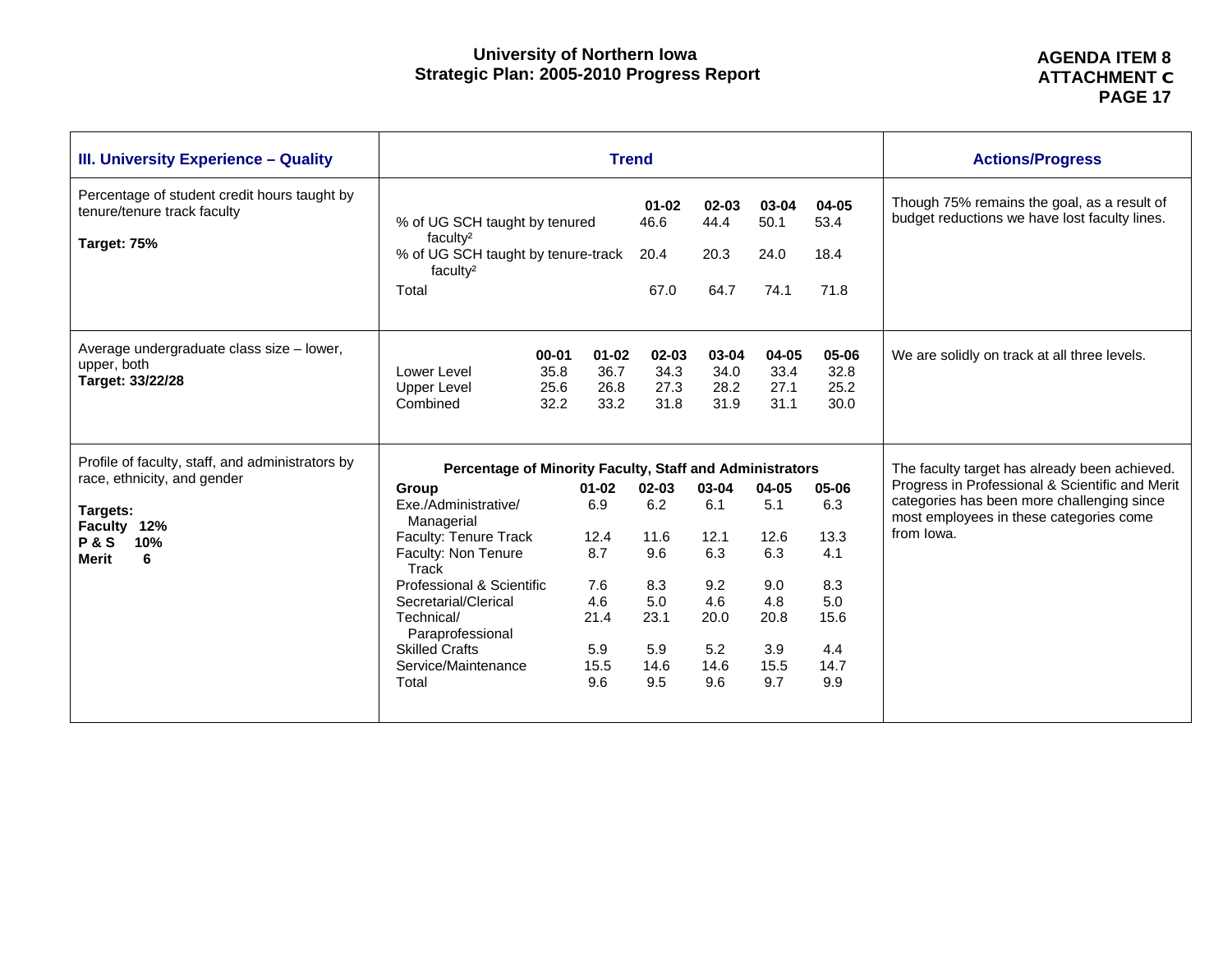# University of Northern Iowa
## Strategic Plan: 2005-2010 Progress Report

AGENDA ITEM 8
ATTACHMENT C
PAGE 17

| III. University Experience – Quality | Trend | Actions/Progress |
|---|---|---|
| Percentage of student credit hours taught by tenure/tenure track faculty<br><br>**Target: 75%** | See table A below | Though 75% remains the goal, as a result of budget reductions we have lost faculty lines. |
| Average undergraduate class size – lower, upper, both<br>**Target: 33/22/28** | See table B below | We are solidly on track at all three levels. |
| Profile of faculty, staff, and administrators by race, ethnicity, and gender<br><br>**Targets:**<br>**Faculty 12%**<br>**P & S 10%**<br>**Merit 6** | See table C below | The faculty target has already been achieved. Progress in Professional & Scientific and Merit categories has been more challenging since most employees in these categories come from Iowa. |

**Table A**

| | 01-02 | 02-03 | 03-04 | 04-05 |
|---|---|---|---|---|
| % of UG SCH taught by tenured faculty[2] | 46.6 | 44.4 | 50.1 | 53.4 |
| % of UG SCH taught by tenure-track faculty[2] | 20.4 | 20.3 | 24.0 | 18.4 |
| Total | 67.0 | 64.7 | 74.1 | 71.8 |

**Table B**

| | 00-01 | 01-02 | 02-03 | 03-04 | 04-05 | 05-06 |
|---|---|---|---|---|---|---|
| Lower Level | 35.8 | 36.7 | 34.3 | 34.0 | 33.4 | 32.8 |
| Upper Level | 25.6 | 26.8 | 27.3 | 28.2 | 27.1 | 25.2 |
| Combined | 32.2 | 33.2 | 31.8 | 31.9 | 31.1 | 30.0 |

**Table C: Percentage of Minority Faculty, Staff and Administrators**

| Group | 01-02 | 02-03 | 03-04 | 04-05 | 05-06 |
|---|---|---|---|---|---|
| Exe./Administrative/ Managerial | 6.9 | 6.2 | 6.1 | 5.1 | 6.3 |
| Faculty: Tenure Track | 12.4 | 11.6 | 12.1 | 12.6 | 13.3 |
| Faculty: Non Tenure Track | 8.7 | 9.6 | 6.3 | 6.3 | 4.1 |
| Professional & Scientific | 7.6 | 8.3 | 9.2 | 9.0 | 8.3 |
| Secretarial/Clerical | 4.6 | 5.0 | 4.6 | 4.8 | 5.0 |
| Technical/ Paraprofessional | 21.4 | 23.1 | 20.0 | 20.8 | 15.6 |
| Skilled Crafts | 5.9 | 5.9 | 5.2 | 3.9 | 4.4 |
| Service/Maintenance | 15.5 | 14.6 | 14.6 | 15.5 | 14.7 |
| Total | 9.6 | 9.5 | 9.6 | 9.7 | 9.9 |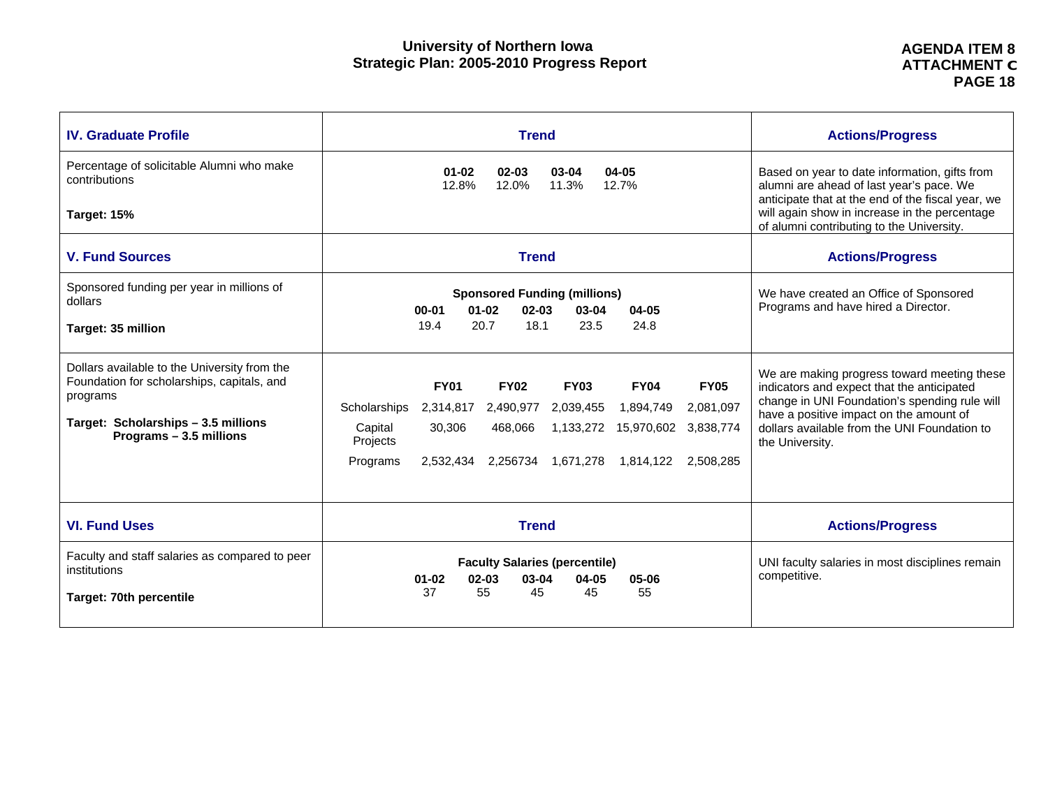# University of Northern Iowa
## Strategic Plan: 2005-2010 Progress Report

**AGENDA ITEM 8**
**ATTACHMENT C**

| **IV. Graduate Profile** | **Trend** | **Actions/Progress** |
|---|---|---|
| Percentage of solicitable Alumni who make contributions<br><br>**Target: 15%** | **01-02** 12.8%; **02-03** 12.0%; **03-04** 11.3%; **04-05** 12.7% | Based on year to date information, gifts from alumni are ahead of last year's pace. We anticipate that at the end of the fiscal year, we will again show in increase in the percentage of alumni contributing to the University. |
| **V. Fund Sources** | **Trend** | **Actions/Progress** |
| Sponsored funding per year in millions of dollars<br><br>**Target: 35 million** | **Sponsored Funding (millions)**<br>**00-01** 19.4; **01-02** 20.7; **02-03** 18.1; **03-04** 23.5; **04-05** 24.8 | We have created an Office of Sponsored Programs and have hired a Director. |
| Dollars available to the University from the Foundation for scholarships, capitals, and programs<br><br>**Target: Scholarships – 3.5 millions**<br>**Programs – 3.5 millions** | (see table below) | We are making progress toward meeting these indicators and expect that the anticipated change in UNI Foundation's spending rule will have a positive impact on the amount of dollars available from the UNI Foundation to the University. |
| **VI. Fund Uses** | **Trend** | **Actions/Progress** |
| Faculty and staff salaries as compared to peer institutions<br><br>**Target: 70th percentile** | **Faculty Salaries (percentile)**<br>**01-02** 37; **02-03** 55; **03-04** 45; **04-05** 45; **05-06** 55 | UNI faculty salaries in most disciplines remain competitive. |

Dollars available to the University from the Foundation:

| | **FY01** | **FY02** | **FY03** | **FY04** | **FY05** |
|---|---|---|---|---|---|
| Scholarships | 2,314,817 | 2,490,977 | 2,039,455 | 1,894,749 | 2,081,097 |
| Capital Projects | 30,306 | 468,066 | 1,133,272 | 15,970,602 | 3,838,774 |
| Programs | 2,532,434 | 2,256734 | 1,671,278 | 1,814,122 | 2,508,285 |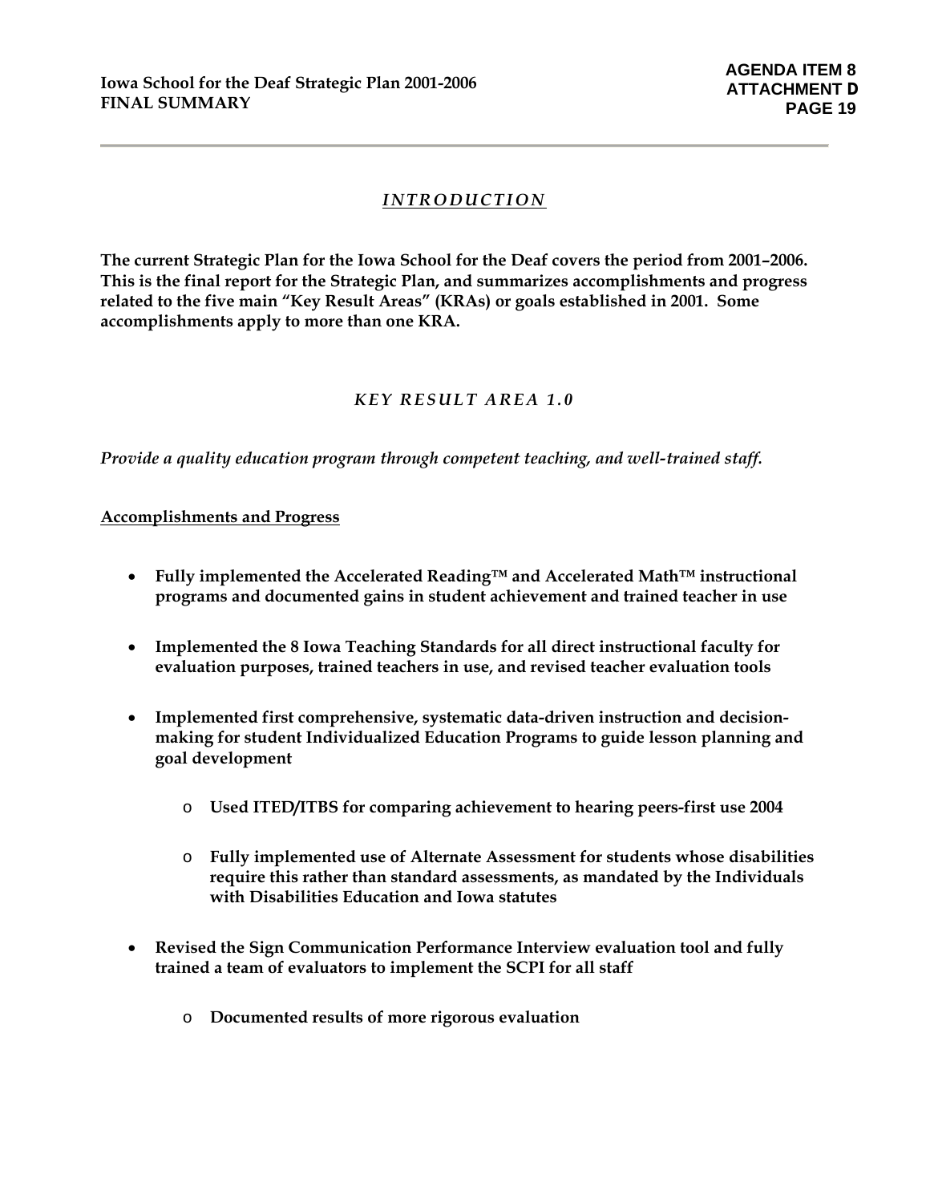## *INTRODUCTION*

**The current Strategic Plan for the Iowa School for the Deaf covers the period from 2001–2006. This is the final report for the Strategic Plan, and summarizes accomplishments and progress related to the five main "Key Result Areas" (KRAs) or goals established in 2001. Some accomplishments apply to more than one KRA.**

## *KEY RESULT AREA 1.0*

*Provide a quality education program through competent teaching, and well-trained staff.*

**Accomplishments and Progress**

- **Fully implemented the Accelerated Reading™ and Accelerated Math™ instructional programs and documented gains in student achievement and trained teacher in use**
- **Implemented the 8 Iowa Teaching Standards for all direct instructional faculty for evaluation purposes, trained teachers in use, and revised teacher evaluation tools**
- **Implemented first comprehensive, systematic data-driven instruction and decision-making for student Individualized Education Programs to guide lesson planning and goal development**
    - **Used ITED/ITBS for comparing achievement to hearing peers-first use 2004**
    - **Fully implemented use of Alternate Assessment for students whose disabilities require this rather than standard assessments, as mandated by the Individuals with Disabilities Education and Iowa statutes**
- **Revised the Sign Communication Performance Interview evaluation tool and fully trained a team of evaluators to implement the SCPI for all staff**
    - **Documented results of more rigorous evaluation**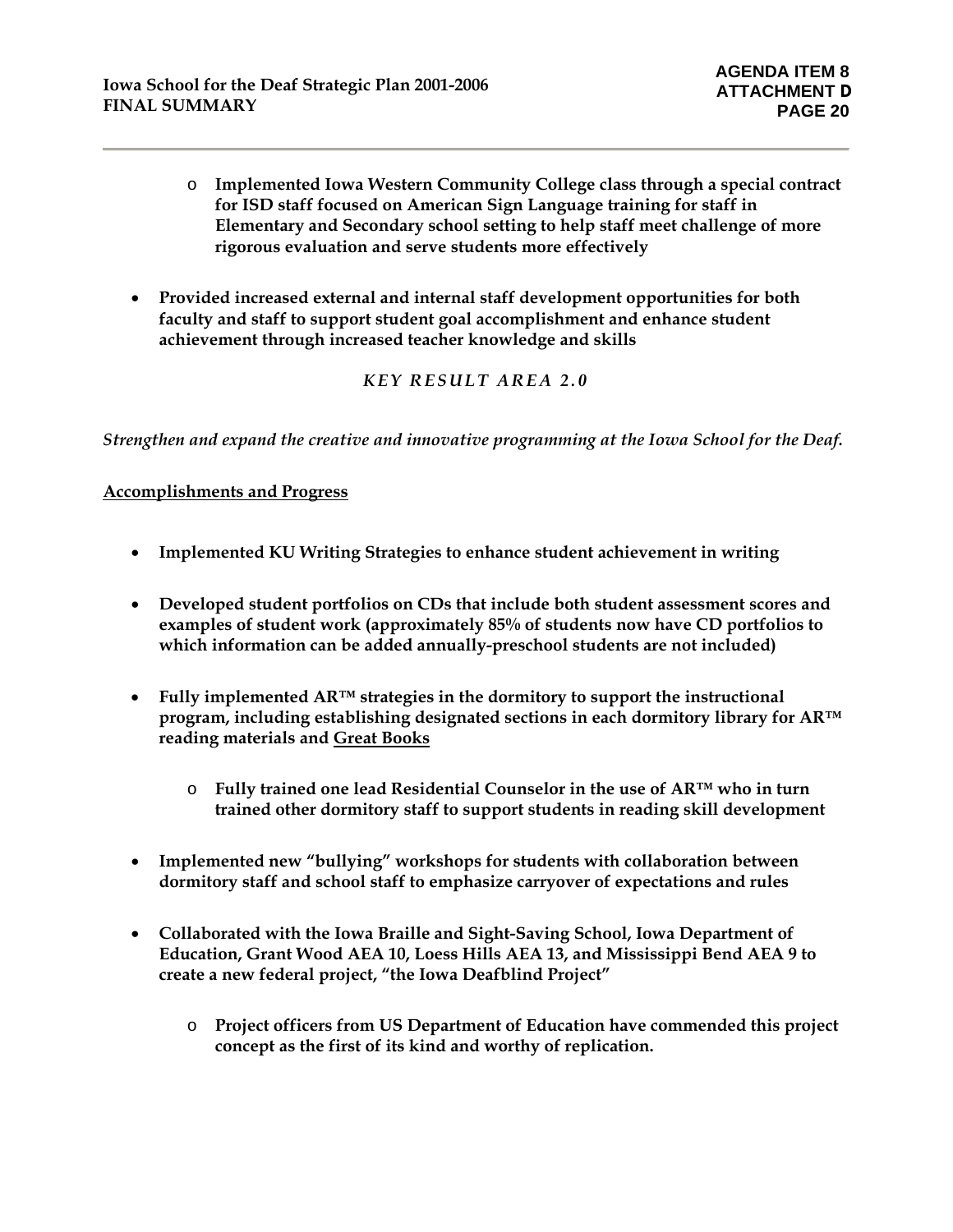- **Implemented Iowa Western Community College class through a special contract for ISD staff focused on American Sign Language training for staff in Elementary and Secondary school setting to help staff meet challenge of more rigorous evaluation and serve students more effectively**

- **Provided increased external and internal staff development opportunities for both faculty and staff to support student goal accomplishment and enhance student achievement through increased teacher knowledge and skills**

### *KEY RESULT AREA 2.0*

*Strengthen and expand the creative and innovative programming at the Iowa School for the Deaf.*

**Accomplishments and Progress**

- **Implemented KU Writing Strategies to enhance student achievement in writing**

- **Developed student portfolios on CDs that include both student assessment scores and examples of student work (approximately 85% of students now have CD portfolios to which information can be added annually-preschool students are not included)**

- **Fully implemented AR™ strategies in the dormitory to support the instructional program, including establishing designated sections in each dormitory library for AR™ reading materials and Great Books**
  - **Fully trained one lead Residential Counselor in the use of AR™ who in turn trained other dormitory staff to support students in reading skill development**

- **Implemented new "bullying" workshops for students with collaboration between dormitory staff and school staff to emphasize carryover of expectations and rules**

- **Collaborated with the Iowa Braille and Sight-Saving School, Iowa Department of Education, Grant Wood AEA 10, Loess Hills AEA 13, and Mississippi Bend AEA 9 to create a new federal project, "the Iowa Deafblind Project"**
  - **Project officers from US Department of Education have commended this project concept as the first of its kind and worthy of replication.**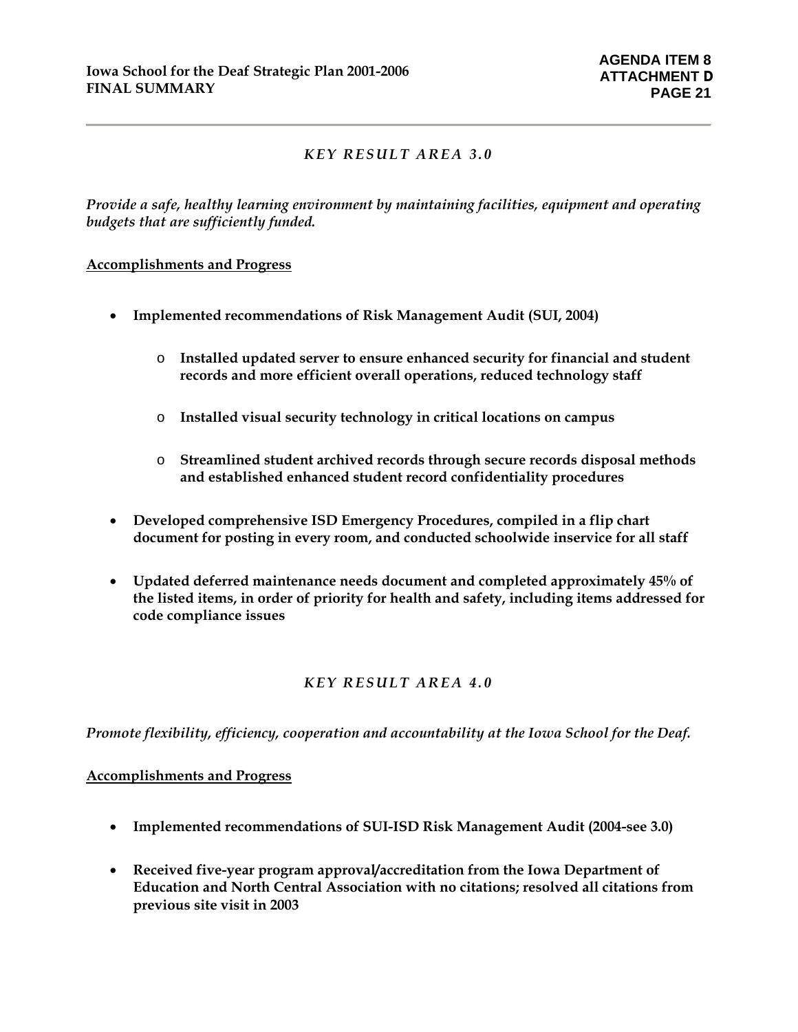## *KEY RESULT AREA 3.0*

*Provide a safe, healthy learning environment by maintaining facilities, equipment and operating budgets that are sufficiently funded.*

**Accomplishments and Progress**

- **Implemented recommendations of Risk Management Audit (SUI, 2004)**
  - **Installed updated server to ensure enhanced security for financial and student records and more efficient overall operations, reduced technology staff**
  - **Installed visual security technology in critical locations on campus**
  - **Streamlined student archived records through secure records disposal methods and established enhanced student record confidentiality procedures**
- **Developed comprehensive ISD Emergency Procedures, compiled in a flip chart document for posting in every room, and conducted schoolwide inservice for all staff**
- **Updated deferred maintenance needs document and completed approximately 45% of the listed items, in order of priority for health and safety, including items addressed for code compliance issues**

## *KEY RESULT AREA 4.0*

*Promote flexibility, efficiency, cooperation and accountability at the Iowa School for the Deaf.*

**Accomplishments and Progress**

- **Implemented recommendations of SUI-ISD Risk Management Audit (2004-see 3.0)**
- **Received five-year program approval/accreditation from the Iowa Department of Education and North Central Association with no citations; resolved all citations from previous site visit in 2003**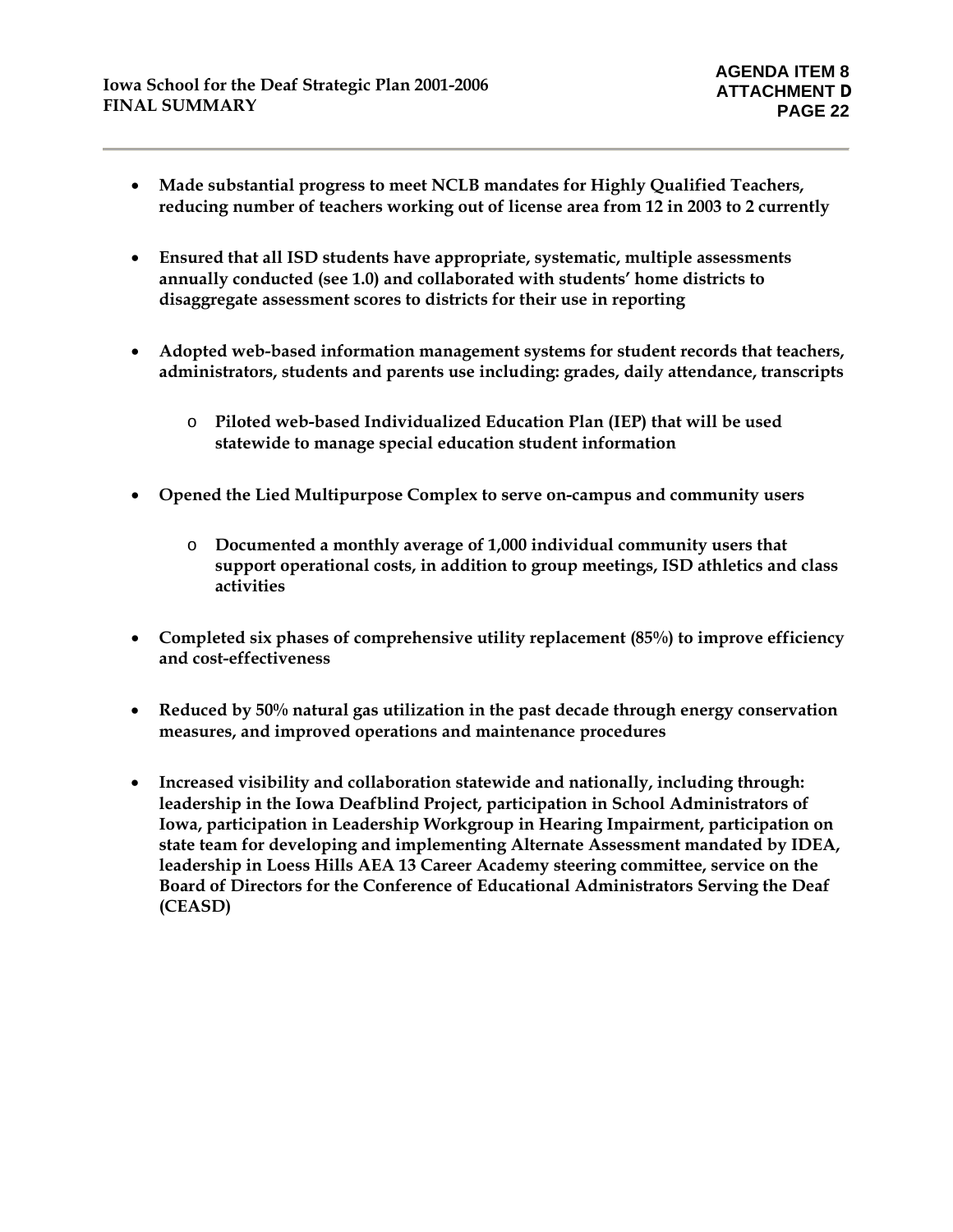- **Made substantial progress to meet NCLB mandates for Highly Qualified Teachers, reducing number of teachers working out of license area from 12 in 2003 to 2 currently**

- **Ensured that all ISD students have appropriate, systematic, multiple assessments annually conducted (see 1.0) and collaborated with students' home districts to disaggregate assessment scores to districts for their use in reporting**

- **Adopted web-based information management systems for student records that teachers, administrators, students and parents use including: grades, daily attendance, transcripts**

  - **Piloted web-based Individualized Education Plan (IEP) that will be used statewide to manage special education student information**

- **Opened the Lied Multipurpose Complex to serve on-campus and community users**

  - **Documented a monthly average of 1,000 individual community users that support operational costs, in addition to group meetings, ISD athletics and class activities**

- **Completed six phases of comprehensive utility replacement (85%) to improve efficiency and cost-effectiveness**

- **Reduced by 50% natural gas utilization in the past decade through energy conservation measures, and improved operations and maintenance procedures**

- **Increased visibility and collaboration statewide and nationally, including through: leadership in the Iowa Deafblind Project, participation in School Administrators of Iowa, participation in Leadership Workgroup in Hearing Impairment, participation on state team for developing and implementing Alternate Assessment mandated by IDEA, leadership in Loess Hills AEA 13 Career Academy steering committee, service on the Board of Directors for the Conference of Educational Administrators Serving the Deaf (CEASD)**